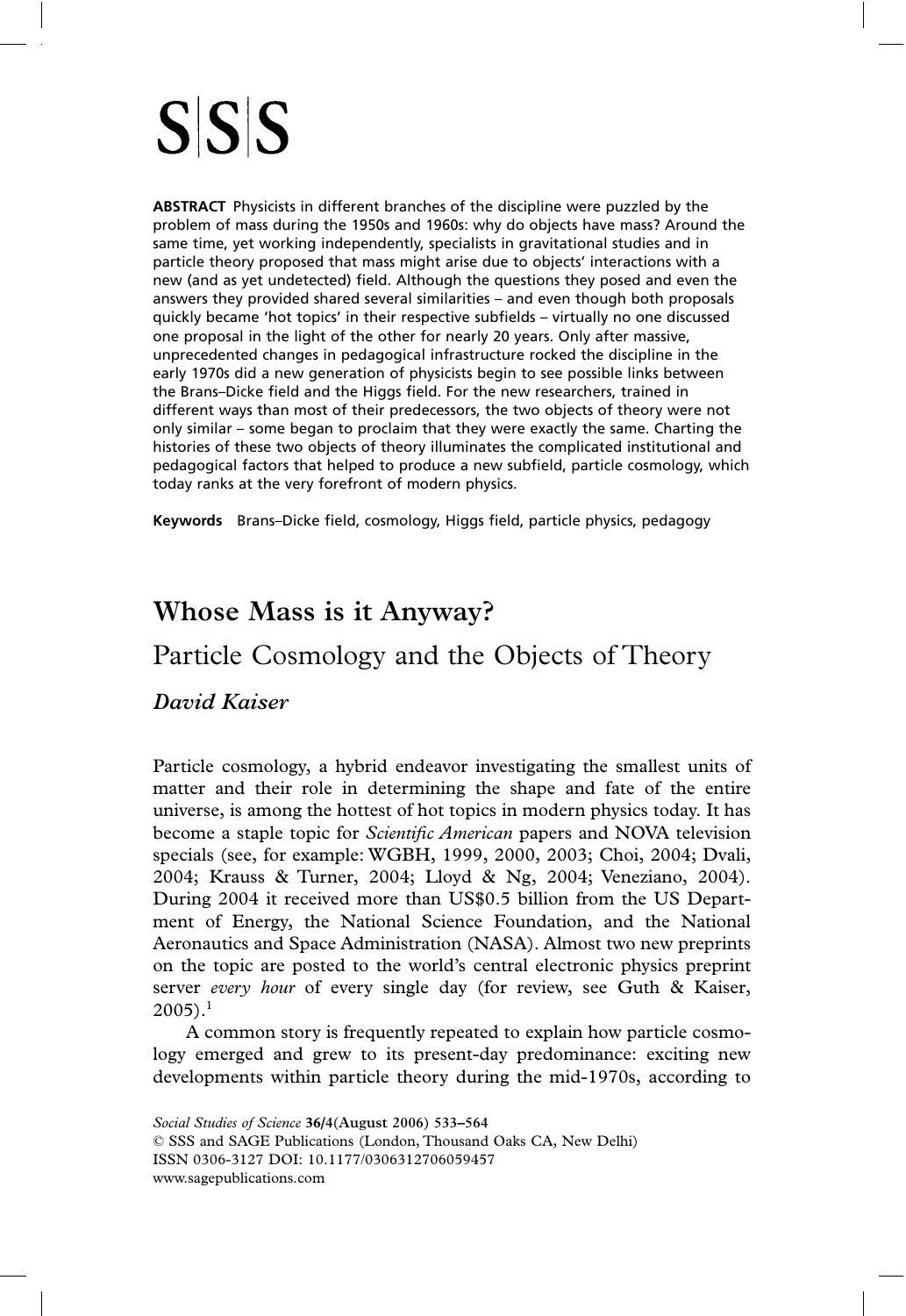S|S|S

**ABSTRACT** Physicists in different branches of the discipline were puzzled by the problem of mass during the 1950s and 1960s: why do objects have mass? Around the same time, yet working independently, specialists in gravitational studies and in particle theory proposed that mass might arise due to objects' interactions with a new (and as yet undetected) field. Although the questions they posed and even the answers they provided shared several similarities – and even though both proposals quickly became 'hot topics' in their respective subfields – virtually no one discussed one proposal in the light of the other for nearly 20 years. Only after massive, unprecedented changes in pedagogical infrastructure rocked the discipline in the early 1970s did a new generation of physicists begin to see possible links between the Brans–Dicke field and the Higgs field. For the new researchers, trained in different ways than most of their predecessors, the two objects of theory were not only similar – some began to proclaim that they were exactly the same. Charting the histories of these two objects of theory illuminates the complicated institutional and pedagogical factors that helped to produce a new subfield, particle cosmology, which today ranks at the very forefront of modern physics.

**Keywords** Brans–Dicke field, cosmology, Higgs field, particle physics, pedagogy

# Whose Mass is it Anyway?

## Particle Cosmology and the Objects of Theory

*David Kaiser*

Particle cosmology, a hybrid endeavor investigating the smallest units of matter and their role in determining the shape and fate of the entire universe, is among the hottest of hot topics in modern physics today. It has become a staple topic for *Scientific American* papers and NOVA television specials (see, for example: WGBH, 1999, 2000, 2003; Choi, 2004; Dvali, 2004; Krauss & Turner, 2004; Lloyd & Ng, 2004; Veneziano, 2004). During 2004 it received more than US$0.5 billion from the US Department of Energy, the National Science Foundation, and the National Aeronautics and Space Administration (NASA). Almost two new preprints on the topic are posted to the world's central electronic physics preprint server *every hour* of every single day (for review, see Guth & Kaiser, 2005).[1]

A common story is frequently repeated to explain how particle cosmology emerged and grew to its present-day predominance: exciting new developments within particle theory during the mid-1970s, according to

*Social Studies of Science* 36/4(August 2006) 533–564
© SSS and SAGE Publications (London, Thousand Oaks CA, New Delhi)
ISSN 0306-3127 DOI: 10.1177/0306312706059457
www.sagepublications.com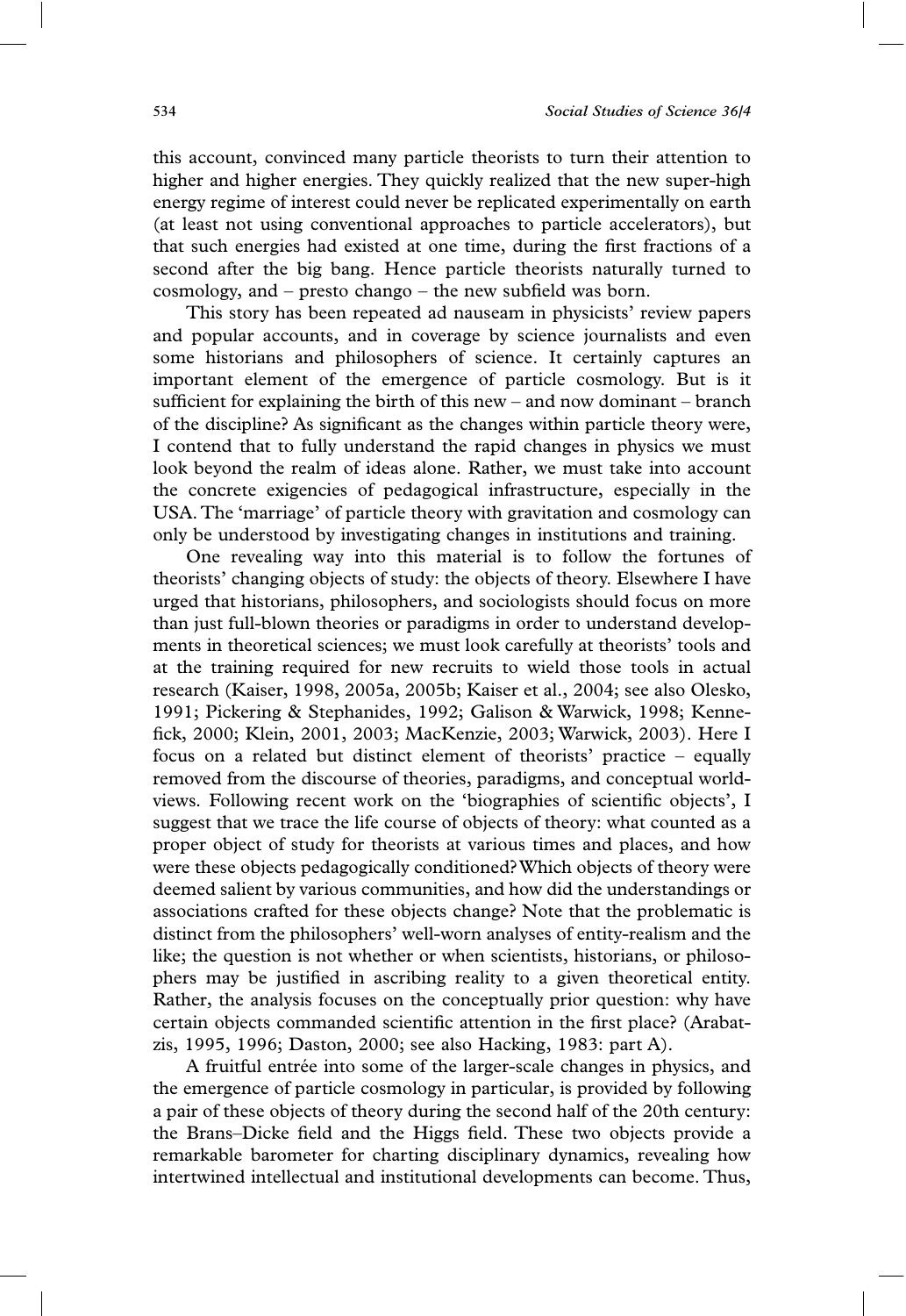this account, convinced many particle theorists to turn their attention to higher and higher energies. They quickly realized that the new super-high energy regime of interest could never be replicated experimentally on earth (at least not using conventional approaches to particle accelerators), but that such energies had existed at one time, during the first fractions of a second after the big bang. Hence particle theorists naturally turned to cosmology, and – presto chango – the new subfield was born.

This story has been repeated ad nauseam in physicists' review papers and popular accounts, and in coverage by science journalists and even some historians and philosophers of science. It certainly captures an important element of the emergence of particle cosmology. But is it sufficient for explaining the birth of this new – and now dominant – branch of the discipline? As significant as the changes within particle theory were, I contend that to fully understand the rapid changes in physics we must look beyond the realm of ideas alone. Rather, we must take into account the concrete exigencies of pedagogical infrastructure, especially in the USA. The 'marriage' of particle theory with gravitation and cosmology can only be understood by investigating changes in institutions and training.

One revealing way into this material is to follow the fortunes of theorists' changing objects of study: the objects of theory. Elsewhere I have urged that historians, philosophers, and sociologists should focus on more than just full-blown theories or paradigms in order to understand developments in theoretical sciences; we must look carefully at theorists' tools and at the training required for new recruits to wield those tools in actual research (Kaiser, 1998, 2005a, 2005b; Kaiser et al., 2004; see also Olesko, 1991; Pickering & Stephanides, 1992; Galison & Warwick, 1998; Kennefick, 2000; Klein, 2001, 2003; MacKenzie, 2003; Warwick, 2003). Here I focus on a related but distinct element of theorists' practice – equally removed from the discourse of theories, paradigms, and conceptual worldviews. Following recent work on the 'biographies of scientific objects', I suggest that we trace the life course of objects of theory: what counted as a proper object of study for theorists at various times and places, and how were these objects pedagogically conditioned? Which objects of theory were deemed salient by various communities, and how did the understandings or associations crafted for these objects change? Note that the problematic is distinct from the philosophers' well-worn analyses of entity-realism and the like; the question is not whether or when scientists, historians, or philosophers may be justified in ascribing reality to a given theoretical entity. Rather, the analysis focuses on the conceptually prior question: why have certain objects commanded scientific attention in the first place? (Arabatzis, 1995, 1996; Daston, 2000; see also Hacking, 1983: part A).

A fruitful entrée into some of the larger-scale changes in physics, and the emergence of particle cosmology in particular, is provided by following a pair of these objects of theory during the second half of the 20th century: the Brans–Dicke field and the Higgs field. These two objects provide a remarkable barometer for charting disciplinary dynamics, revealing how intertwined intellectual and institutional developments can become. Thus,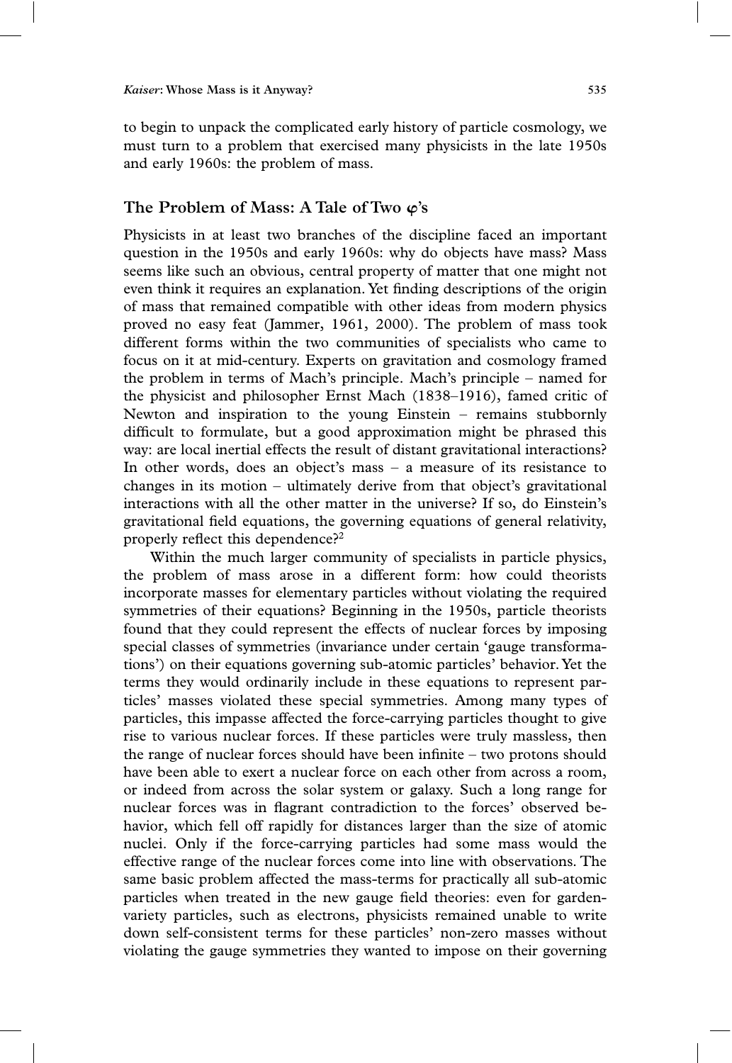to begin to unpack the complicated early history of particle cosmology, we must turn to a problem that exercised many physicists in the late 1950s and early 1960s: the problem of mass.

## The Problem of Mass: A Tale of Two $\varphi$'s

Physicists in at least two branches of the discipline faced an important question in the 1950s and early 1960s: why do objects have mass? Mass seems like such an obvious, central property of matter that one might not even think it requires an explanation. Yet finding descriptions of the origin of mass that remained compatible with other ideas from modern physics proved no easy feat (Jammer, 1961, 2000). The problem of mass took different forms within the two communities of specialists who came to focus on it at mid-century. Experts on gravitation and cosmology framed the problem in terms of Mach's principle. Mach's principle – named for the physicist and philosopher Ernst Mach (1838–1916), famed critic of Newton and inspiration to the young Einstein – remains stubbornly difficult to formulate, but a good approximation might be phrased this way: are local inertial effects the result of distant gravitational interactions? In other words, does an object's mass – a measure of its resistance to changes in its motion – ultimately derive from that object's gravitational interactions with all the other matter in the universe? If so, do Einstein's gravitational field equations, the governing equations of general relativity, properly reflect this dependence?[2]

Within the much larger community of specialists in particle physics, the problem of mass arose in a different form: how could theorists incorporate masses for elementary particles without violating the required symmetries of their equations? Beginning in the 1950s, particle theorists found that they could represent the effects of nuclear forces by imposing special classes of symmetries (invariance under certain 'gauge transformations') on their equations governing sub-atomic particles' behavior. Yet the terms they would ordinarily include in these equations to represent particles' masses violated these special symmetries. Among many types of particles, this impasse affected the force-carrying particles thought to give rise to various nuclear forces. If these particles were truly massless, then the range of nuclear forces should have been infinite – two protons should have been able to exert a nuclear force on each other from across a room, or indeed from across the solar system or galaxy. Such a long range for nuclear forces was in flagrant contradiction to the forces' observed behavior, which fell off rapidly for distances larger than the size of atomic nuclei. Only if the force-carrying particles had some mass would the effective range of the nuclear forces come into line with observations. The same basic problem affected the mass-terms for practically all sub-atomic particles when treated in the new gauge field theories: even for garden-variety particles, such as electrons, physicists remained unable to write down self-consistent terms for these particles' non-zero masses without violating the gauge symmetries they wanted to impose on their governing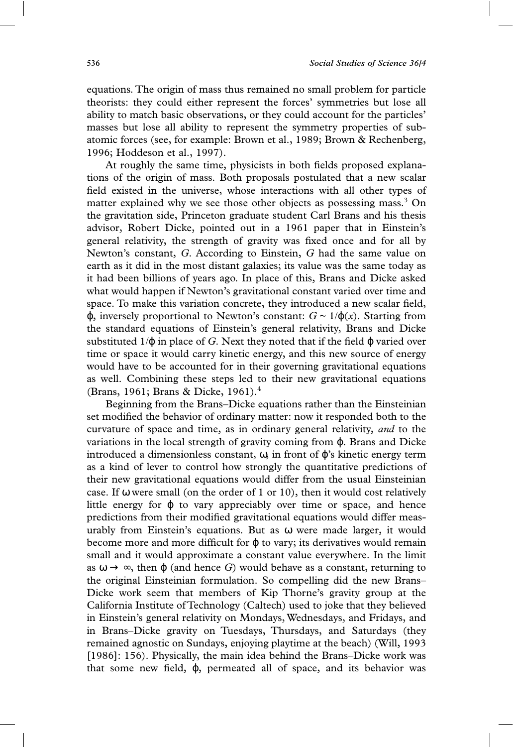equations. The origin of mass thus remained no small problem for particle theorists: they could either represent the forces' symmetries but lose all ability to match basic observations, or they could account for the particles' masses but lose all ability to represent the symmetry properties of subatomic forces (see, for example: Brown et al., 1989; Brown & Rechenberg, 1996; Hoddeson et al., 1997).

At roughly the same time, physicists in both fields proposed explanations of the origin of mass. Both proposals postulated that a new scalar field existed in the universe, whose interactions with all other types of matter explained why we see those other objects as possessing mass.[3] On the gravitation side, Princeton graduate student Carl Brans and his thesis advisor, Robert Dicke, pointed out in a 1961 paper that in Einstein's general relativity, the strength of gravity was fixed once and for all by Newton's constant, $G$. According to Einstein, $G$ had the same value on earth as it did in the most distant galaxies; its value was the same today as it had been billions of years ago. In place of this, Brans and Dicke asked what would happen if Newton's gravitational constant varied over time and space. To make this variation concrete, they introduced a new scalar field, $\varphi$, inversely proportional to Newton's constant: $G \sim 1/\varphi(x)$. Starting from the standard equations of Einstein's general relativity, Brans and Dicke substituted $1/\varphi$ in place of $G$. Next they noted that if the field $\varphi$ varied over time or space it would carry kinetic energy, and this new source of energy would have to be accounted for in their governing gravitational equations as well. Combining these steps led to their new gravitational equations (Brans, 1961; Brans & Dicke, 1961).[4]

Beginning from the Brans–Dicke equations rather than the Einsteinian set modified the behavior of ordinary matter: now it responded both to the curvature of space and time, as in ordinary general relativity, *and* to the variations in the local strength of gravity coming from $\varphi$. Brans and Dicke introduced a dimensionless constant, $\omega$, in front of $\varphi$'s kinetic energy term as a kind of lever to control how strongly the quantitative predictions of their new gravitational equations would differ from the usual Einsteinian case. If $\omega$ were small (on the order of 1 or 10), then it would cost relatively little energy for $\varphi$ to vary appreciably over time or space, and hence predictions from their modified gravitational equations would differ measurably from Einstein's equations. But as $\omega$ were made larger, it would become more and more difficult for $\varphi$ to vary; its derivatives would remain small and it would approximate a constant value everywhere. In the limit as $\omega \rightarrow \infty$, then $\varphi$ (and hence $G$) would behave as a constant, returning to the original Einsteinian formulation. So compelling did the new Brans–Dicke work seem that members of Kip Thorne's gravity group at the California Institute of Technology (Caltech) used to joke that they believed in Einstein's general relativity on Mondays, Wednesdays, and Fridays, and in Brans–Dicke gravity on Tuesdays, Thursdays, and Saturdays (they remained agnostic on Sundays, enjoying playtime at the beach) (Will, 1993 [1986]: 156). Physically, the main idea behind the Brans–Dicke work was that some new field, $\varphi$, permeated all of space, and its behavior was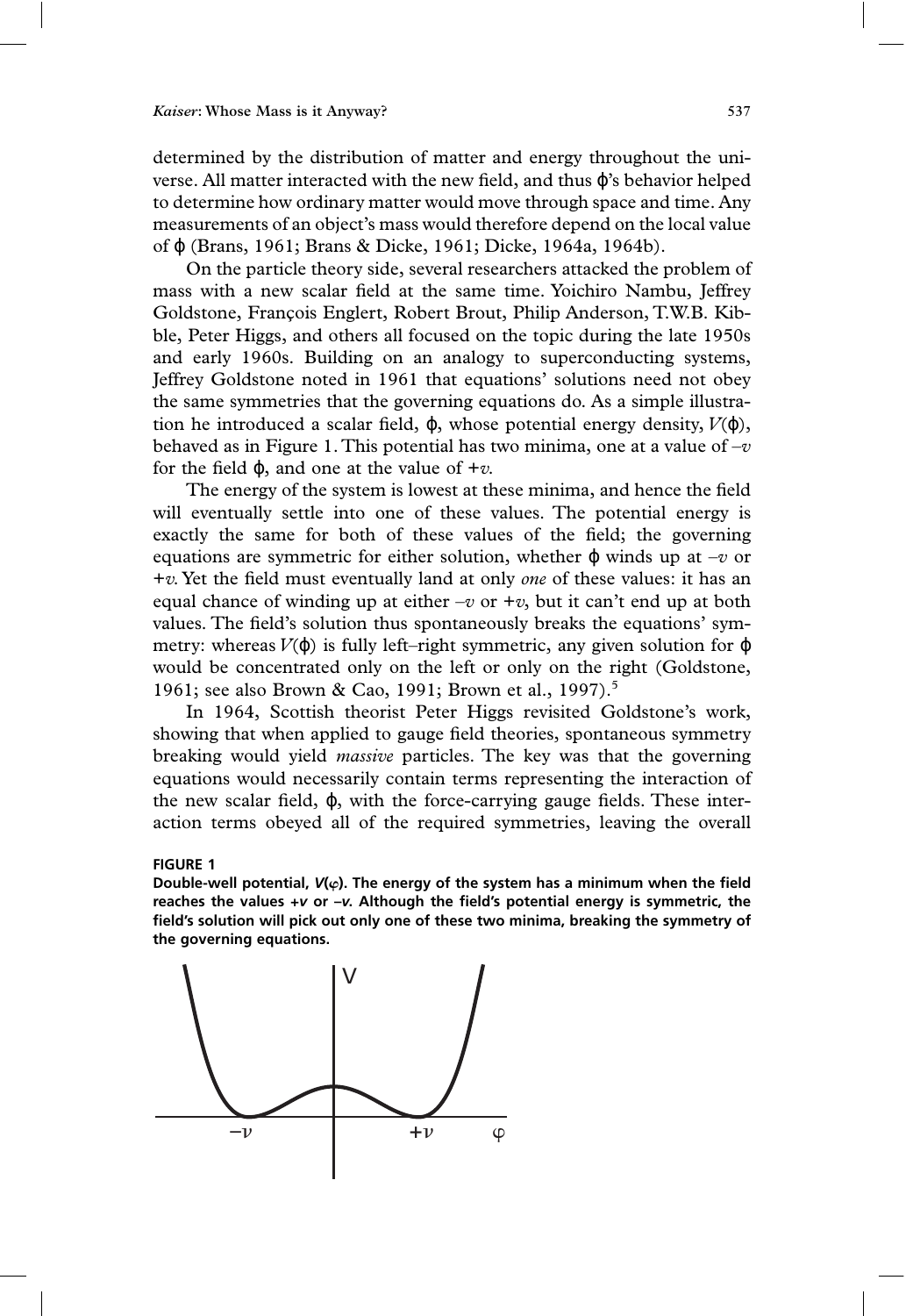determined by the distribution of matter and energy throughout the universe. All matter interacted with the new field, and thus $\varphi$'s behavior helped to determine how ordinary matter would move through space and time. Any measurements of an object's mass would therefore depend on the local value of $\varphi$ (Brans, 1961; Brans & Dicke, 1961; Dicke, 1964a, 1964b).

On the particle theory side, several researchers attacked the problem of mass with a new scalar field at the same time. Yoichiro Nambu, Jeffrey Goldstone, François Englert, Robert Brout, Philip Anderson, T.W.B. Kibble, Peter Higgs, and others all focused on the topic during the late 1950s and early 1960s. Building on an analogy to superconducting systems, Jeffrey Goldstone noted in 1961 that equations' solutions need not obey the same symmetries that the governing equations do. As a simple illustration he introduced a scalar field, $\varphi$, whose potential energy density, $V(\varphi)$, behaved as in Figure 1. This potential has two minima, one at a value of $-v$ for the field $\varphi$, and one at the value of $+v$.

The energy of the system is lowest at these minima, and hence the field will eventually settle into one of these values. The potential energy is exactly the same for both of these values of the field; the governing equations are symmetric for either solution, whether $\varphi$ winds up at $-v$ or $+v$. Yet the field must eventually land at only *one* of these values: it has an equal chance of winding up at either $-v$ or $+v$, but it can't end up at both values. The field's solution thus spontaneously breaks the equations' symmetry: whereas $V(\varphi)$ is fully left–right symmetric, any given solution for $\varphi$ would be concentrated only on the left or only on the right (Goldstone, 1961; see also Brown & Cao, 1991; Brown et al., 1997).[5]

In 1964, Scottish theorist Peter Higgs revisited Goldstone's work, showing that when applied to gauge field theories, spontaneous symmetry breaking would yield *massive* particles. The key was that the governing equations would necessarily contain terms representing the interaction of the new scalar field, $\varphi$, with the force-carrying gauge fields. These interaction terms obeyed all of the required symmetries, leaving the overall

**FIGURE 1**

**Double-well potential, $V(\varphi)$. The energy of the system has a minimum when the field reaches the values $+v$ or $-v$. Although the field's potential energy is symmetric, the field's solution will pick out only one of these two minima, breaking the symmetry of the governing equations.**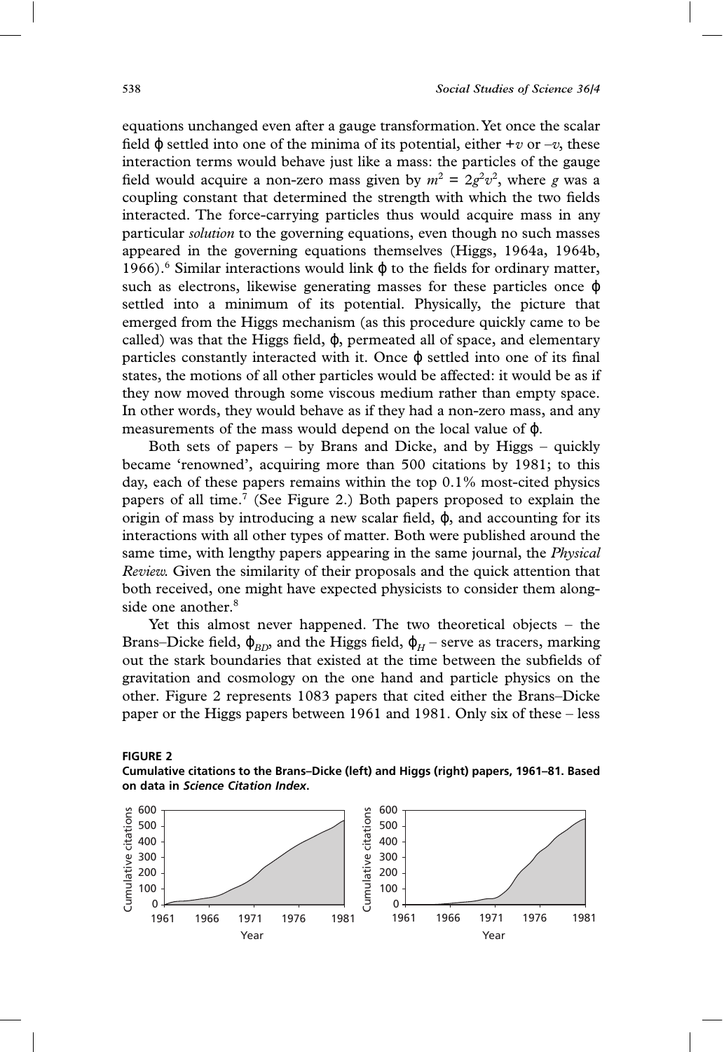equations unchanged even after a gauge transformation. Yet once the scalar field $\varphi$ settled into one of the minima of its potential, either $+v$ or $-v$, these interaction terms would behave just like a mass: the particles of the gauge field would acquire a non-zero mass given by $m^2 = 2g^2v^2$, where $g$ was a coupling constant that determined the strength with which the two fields interacted. The force-carrying particles thus would acquire mass in any particular *solution* to the governing equations, even though no such masses appeared in the governing equations themselves (Higgs, 1964a, 1964b, 1966).[6] Similar interactions would link $\varphi$ to the fields for ordinary matter, such as electrons, likewise generating masses for these particles once $\varphi$ settled into a minimum of its potential. Physically, the picture that emerged from the Higgs mechanism (as this procedure quickly came to be called) was that the Higgs field, $\varphi$, permeated all of space, and elementary particles constantly interacted with it. Once $\varphi$ settled into one of its final states, the motions of all other particles would be affected: it would be as if they now moved through some viscous medium rather than empty space. In other words, they would behave as if they had a non-zero mass, and any measurements of the mass would depend on the local value of $\varphi$.

Both sets of papers – by Brans and Dicke, and by Higgs – quickly became 'renowned', acquiring more than 500 citations by 1981; to this day, each of these papers remains within the top 0.1% most-cited physics papers of all time.[7] (See Figure 2.) Both papers proposed to explain the origin of mass by introducing a new scalar field, $\varphi$, and accounting for its interactions with all other types of matter. Both were published around the same time, with lengthy papers appearing in the same journal, the *Physical Review.* Given the similarity of their proposals and the quick attention that both received, one might have expected physicists to consider them alongside one another.[8]

Yet this almost never happened. The two theoretical objects – the Brans–Dicke field, $\varphi_{BD}$, and the Higgs field, $\varphi_H$ – serve as tracers, marking out the stark boundaries that existed at the time between the subfields of gravitation and cosmology on the one hand and particle physics on the other. Figure 2 represents 1083 papers that cited either the Brans–Dicke paper or the Higgs papers between 1961 and 1981. Only six of these – less

**FIGURE 2**
**Cumulative citations to the Brans–Dicke (left) and Higgs (right) papers, 1961–81. Based on data in *Science Citation Index*.**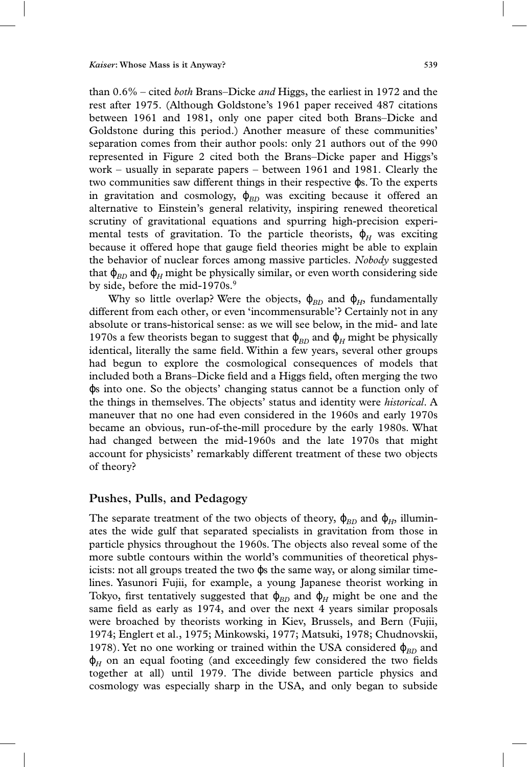than 0.6% – cited *both* Brans–Dicke *and* Higgs, the earliest in 1972 and the rest after 1975. (Although Goldstone's 1961 paper received 487 citations between 1961 and 1981, only one paper cited both Brans–Dicke and Goldstone during this period.) Another measure of these communities' separation comes from their author pools: only 21 authors out of the 990 represented in Figure 2 cited both the Brans–Dicke paper and Higgs's work – usually in separate papers – between 1961 and 1981. Clearly the two communities saw different things in their respective $\varphi$s. To the experts in gravitation and cosmology, $\varphi_{BD}$ was exciting because it offered an alternative to Einstein's general relativity, inspiring renewed theoretical scrutiny of gravitational equations and spurring high-precision experimental tests of gravitation. To the particle theorists, $\varphi_H$ was exciting because it offered hope that gauge field theories might be able to explain the behavior of nuclear forces among massive particles. *Nobody* suggested that $\varphi_{BD}$ and $\varphi_H$ might be physically similar, or even worth considering side by side, before the mid-1970s.[9]

Why so little overlap? Were the objects, $\varphi_{BD}$ and $\varphi_H$, fundamentally different from each other, or even 'incommensurable'? Certainly not in any absolute or trans-historical sense: as we will see below, in the mid- and late 1970s a few theorists began to suggest that $\varphi_{BD}$ and $\varphi_H$ might be physically identical, literally the same field. Within a few years, several other groups had begun to explore the cosmological consequences of models that included both a Brans–Dicke field and a Higgs field, often merging the two $\varphi$s into one. So the objects' changing status cannot be a function only of the things in themselves. The objects' status and identity were *historical*. A maneuver that no one had even considered in the 1960s and early 1970s became an obvious, run-of-the-mill procedure by the early 1980s. What had changed between the mid-1960s and the late 1970s that might account for physicists' remarkably different treatment of these two objects of theory?

## Pushes, Pulls, and Pedagogy

The separate treatment of the two objects of theory, $\varphi_{BD}$ and $\varphi_H$, illuminates the wide gulf that separated specialists in gravitation from those in particle physics throughout the 1960s. The objects also reveal some of the more subtle contours within the world's communities of theoretical physicists: not all groups treated the two $\varphi$s the same way, or along similar timelines. Yasunori Fujii, for example, a young Japanese theorist working in Tokyo, first tentatively suggested that $\varphi_{BD}$ and $\varphi_H$ might be one and the same field as early as 1974, and over the next 4 years similar proposals were broached by theorists working in Kiev, Brussels, and Bern (Fujii, 1974; Englert et al., 1975; Minkowski, 1977; Matsuki, 1978; Chudnovskii, 1978). Yet no one working or trained within the USA considered $\varphi_{BD}$ and $\varphi_H$ on an equal footing (and exceedingly few considered the two fields together at all) until 1979. The divide between particle physics and cosmology was especially sharp in the USA, and only began to subside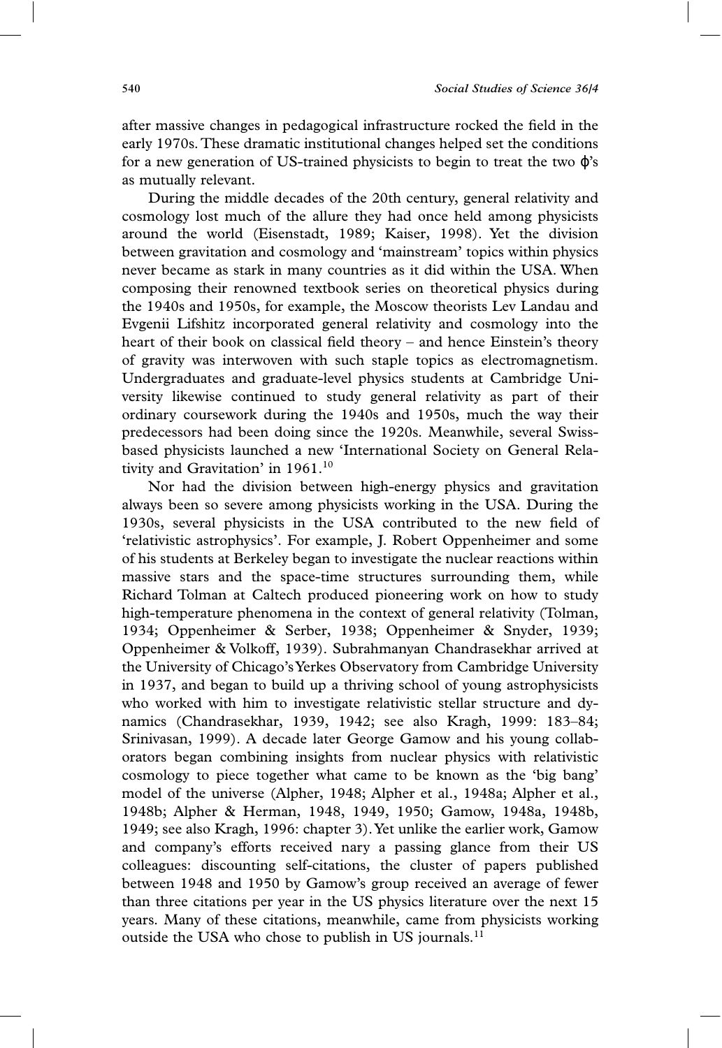after massive changes in pedagogical infrastructure rocked the field in the early 1970s. These dramatic institutional changes helped set the conditions for a new generation of US-trained physicists to begin to treat the two $\phi$'s as mutually relevant.

During the middle decades of the 20th century, general relativity and cosmology lost much of the allure they had once held among physicists around the world (Eisenstadt, 1989; Kaiser, 1998). Yet the division between gravitation and cosmology and 'mainstream' topics within physics never became as stark in many countries as it did within the USA. When composing their renowned textbook series on theoretical physics during the 1940s and 1950s, for example, the Moscow theorists Lev Landau and Evgenii Lifshitz incorporated general relativity and cosmology into the heart of their book on classical field theory – and hence Einstein's theory of gravity was interwoven with such staple topics as electromagnetism. Undergraduates and graduate-level physics students at Cambridge University likewise continued to study general relativity as part of their ordinary coursework during the 1940s and 1950s, much the way their predecessors had been doing since the 1920s. Meanwhile, several Swiss-based physicists launched a new 'International Society on General Relativity and Gravitation' in 1961.[10]

Nor had the division between high-energy physics and gravitation always been so severe among physicists working in the USA. During the 1930s, several physicists in the USA contributed to the new field of 'relativistic astrophysics'. For example, J. Robert Oppenheimer and some of his students at Berkeley began to investigate the nuclear reactions within massive stars and the space-time structures surrounding them, while Richard Tolman at Caltech produced pioneering work on how to study high-temperature phenomena in the context of general relativity (Tolman, 1934; Oppenheimer & Serber, 1938; Oppenheimer & Snyder, 1939; Oppenheimer & Volkoff, 1939). Subrahmanyan Chandrasekhar arrived at the University of Chicago's Yerkes Observatory from Cambridge University in 1937, and began to build up a thriving school of young astrophysicists who worked with him to investigate relativistic stellar structure and dynamics (Chandrasekhar, 1939, 1942; see also Kragh, 1999: 183–84; Srinivasan, 1999). A decade later George Gamow and his young collaborators began combining insights from nuclear physics with relativistic cosmology to piece together what came to be known as the 'big bang' model of the universe (Alpher, 1948; Alpher et al., 1948a; Alpher et al., 1948b; Alpher & Herman, 1948, 1949, 1950; Gamow, 1948a, 1948b, 1949; see also Kragh, 1996: chapter 3). Yet unlike the earlier work, Gamow and company's efforts received nary a passing glance from their US colleagues: discounting self-citations, the cluster of papers published between 1948 and 1950 by Gamow's group received an average of fewer than three citations per year in the US physics literature over the next 15 years. Many of these citations, meanwhile, came from physicists working outside the USA who chose to publish in US journals.[11]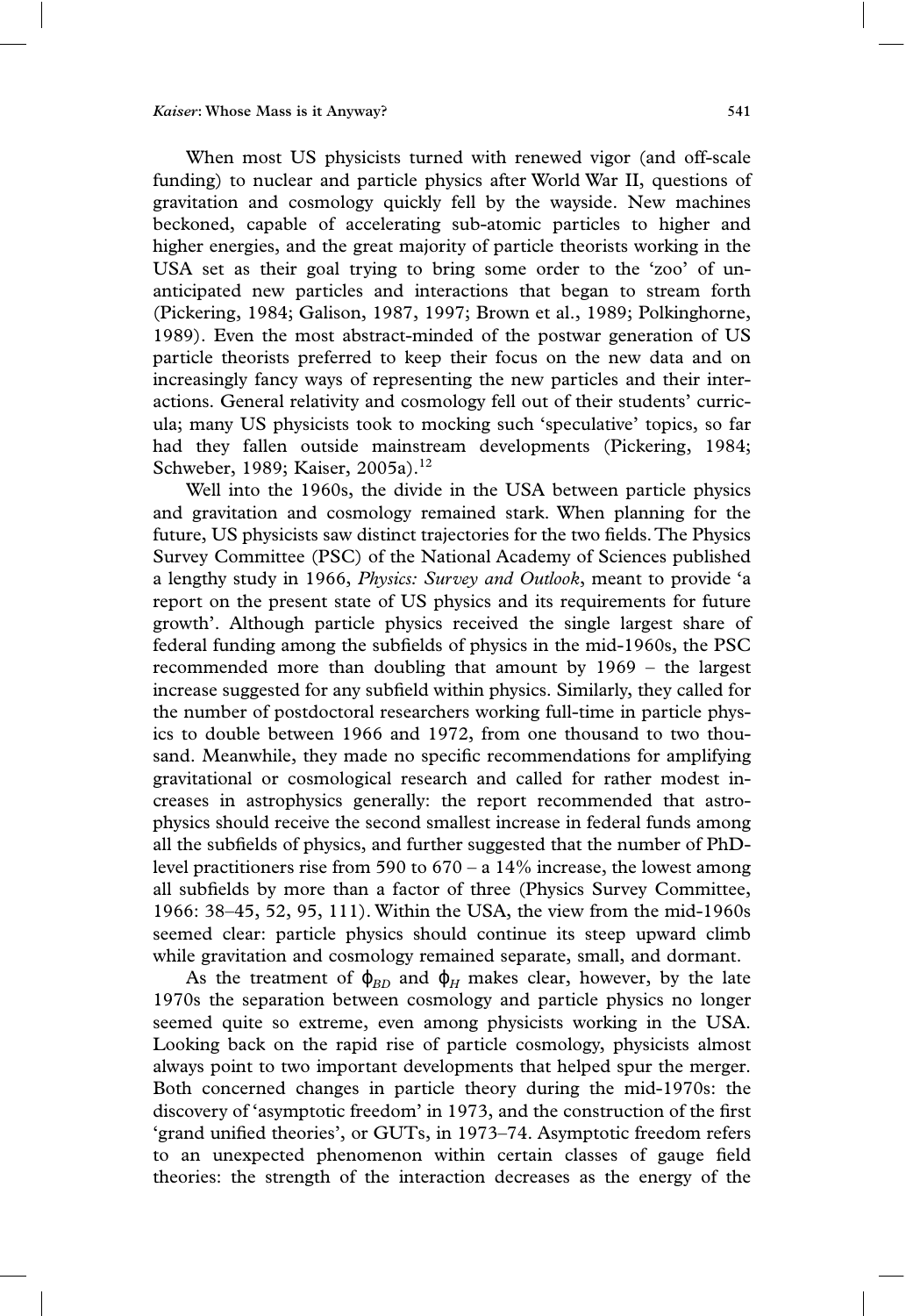When most US physicists turned with renewed vigor (and off-scale funding) to nuclear and particle physics after World War II, questions of gravitation and cosmology quickly fell by the wayside. New machines beckoned, capable of accelerating sub-atomic particles to higher and higher energies, and the great majority of particle theorists working in the USA set as their goal trying to bring some order to the 'zoo' of unanticipated new particles and interactions that began to stream forth (Pickering, 1984; Galison, 1987, 1997; Brown et al., 1989; Polkinghorne, 1989). Even the most abstract-minded of the postwar generation of US particle theorists preferred to keep their focus on the new data and on increasingly fancy ways of representing the new particles and their interactions. General relativity and cosmology fell out of their students' curricula; many US physicists took to mocking such 'speculative' topics, so far had they fallen outside mainstream developments (Pickering, 1984; Schweber, 1989; Kaiser, 2005a).[12]

Well into the 1960s, the divide in the USA between particle physics and gravitation and cosmology remained stark. When planning for the future, US physicists saw distinct trajectories for the two fields. The Physics Survey Committee (PSC) of the National Academy of Sciences published a lengthy study in 1966, *Physics: Survey and Outlook*, meant to provide 'a report on the present state of US physics and its requirements for future growth'. Although particle physics received the single largest share of federal funding among the subfields of physics in the mid-1960s, the PSC recommended more than doubling that amount by 1969 – the largest increase suggested for any subfield within physics. Similarly, they called for the number of postdoctoral researchers working full-time in particle physics to double between 1966 and 1972, from one thousand to two thousand. Meanwhile, they made no specific recommendations for amplifying gravitational or cosmological research and called for rather modest increases in astrophysics generally: the report recommended that astrophysics should receive the second smallest increase in federal funds among all the subfields of physics, and further suggested that the number of PhD-level practitioners rise from 590 to 670 – a 14% increase, the lowest among all subfields by more than a factor of three (Physics Survey Committee, 1966: 38–45, 52, 95, 111). Within the USA, the view from the mid-1960s seemed clear: particle physics should continue its steep upward climb while gravitation and cosmology remained separate, small, and dormant.

As the treatment of $\phi_{BD}$ and $\phi_H$ makes clear, however, by the late 1970s the separation between cosmology and particle physics no longer seemed quite so extreme, even among physicists working in the USA. Looking back on the rapid rise of particle cosmology, physicists almost always point to two important developments that helped spur the merger. Both concerned changes in particle theory during the mid-1970s: the discovery of 'asymptotic freedom' in 1973, and the construction of the first 'grand unified theories', or GUTs, in 1973–74. Asymptotic freedom refers to an unexpected phenomenon within certain classes of gauge field theories: the strength of the interaction decreases as the energy of the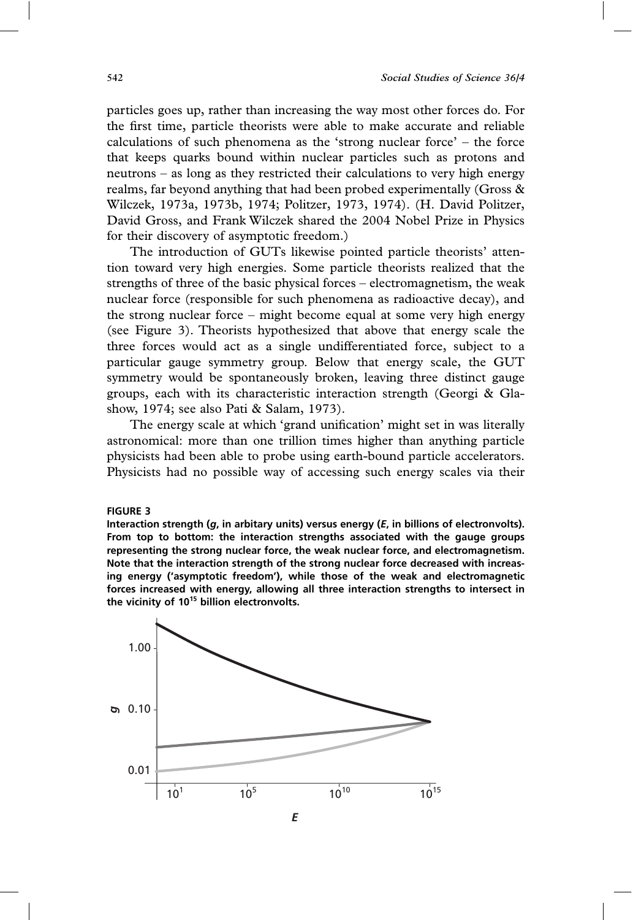particles goes up, rather than increasing the way most other forces do. For the first time, particle theorists were able to make accurate and reliable calculations of such phenomena as the 'strong nuclear force' – the force that keeps quarks bound within nuclear particles such as protons and neutrons – as long as they restricted their calculations to very high energy realms, far beyond anything that had been probed experimentally (Gross & Wilczek, 1973a, 1973b, 1974; Politzer, 1973, 1974). (H. David Politzer, David Gross, and Frank Wilczek shared the 2004 Nobel Prize in Physics for their discovery of asymptotic freedom.)

The introduction of GUTs likewise pointed particle theorists' attention toward very high energies. Some particle theorists realized that the strengths of three of the basic physical forces – electromagnetism, the weak nuclear force (responsible for such phenomena as radioactive decay), and the strong nuclear force – might become equal at some very high energy (see Figure 3). Theorists hypothesized that above that energy scale the three forces would act as a single undifferentiated force, subject to a particular gauge symmetry group. Below that energy scale, the GUT symmetry would be spontaneously broken, leaving three distinct gauge groups, each with its characteristic interaction strength (Georgi & Glashow, 1974; see also Pati & Salam, 1973).

The energy scale at which 'grand unification' might set in was literally astronomical: more than one trillion times higher than anything particle physicists had been able to probe using earth-bound particle accelerators. Physicists had no possible way of accessing such energy scales via their

**FIGURE 3**

**Interaction strength ($g$, in arbitary units) versus energy ($E$, in billions of electronvolts). From top to bottom: the interaction strengths associated with the gauge groups representing the strong nuclear force, the weak nuclear force, and electromagnetism. Note that the interaction strength of the strong nuclear force decreased with increasing energy ('asymptotic freedom'), while those of the weak and electromagnetic forces increased with energy, allowing all three interaction strengths to intersect in the vicinity of $10^{15}$ billion electronvolts.**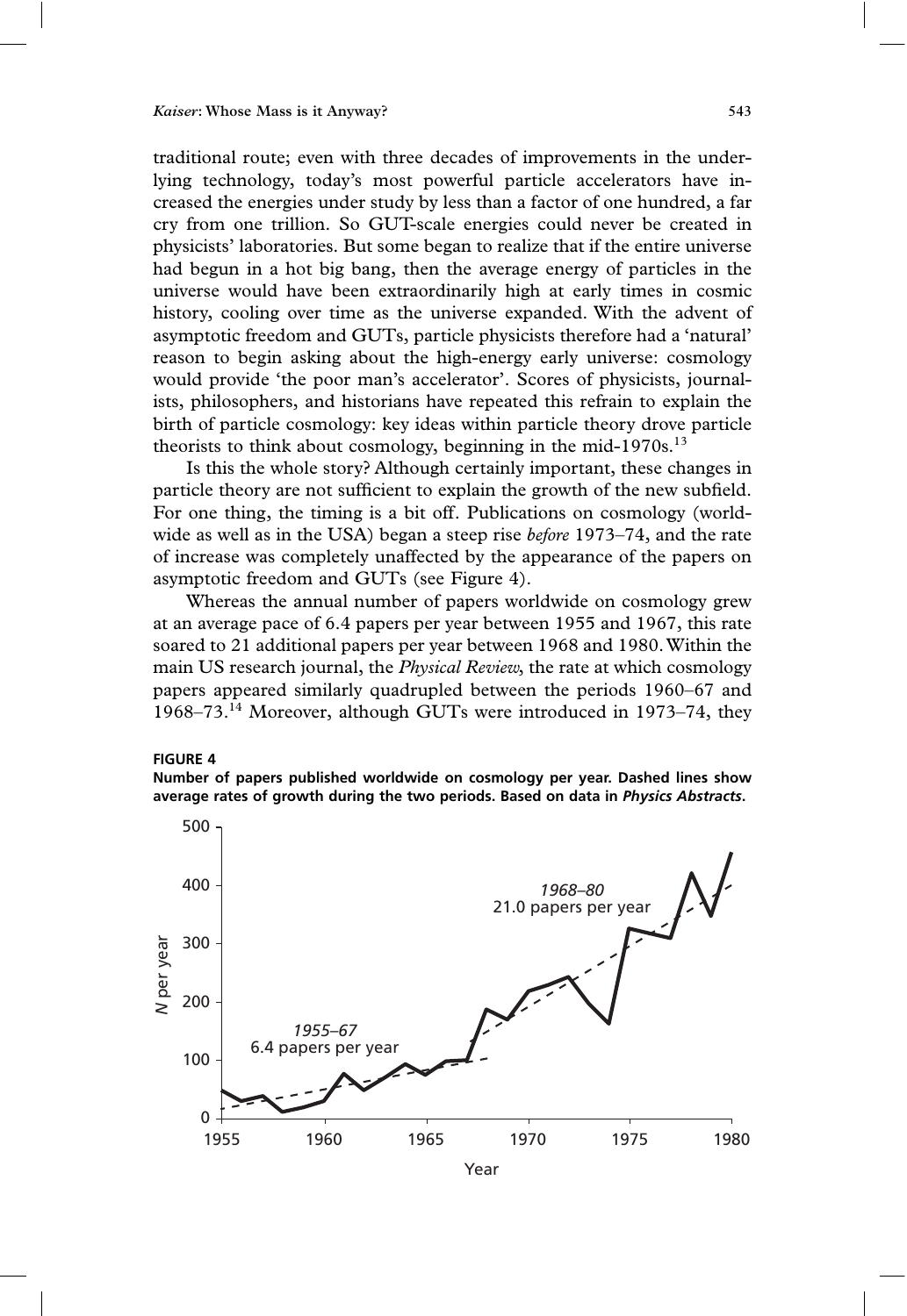traditional route; even with three decades of improvements in the underlying technology, today's most powerful particle accelerators have increased the energies under study by less than a factor of one hundred, a far cry from one trillion. So GUT-scale energies could never be created in physicists' laboratories. But some began to realize that if the entire universe had begun in a hot big bang, then the average energy of particles in the universe would have been extraordinarily high at early times in cosmic history, cooling over time as the universe expanded. With the advent of asymptotic freedom and GUTs, particle physicists therefore had a 'natural' reason to begin asking about the high-energy early universe: cosmology would provide 'the poor man's accelerator'. Scores of physicists, journalists, philosophers, and historians have repeated this refrain to explain the birth of particle cosmology: key ideas within particle theory drove particle theorists to think about cosmology, beginning in the mid-1970s.[13]

Is this the whole story? Although certainly important, these changes in particle theory are not sufficient to explain the growth of the new subfield. For one thing, the timing is a bit off. Publications on cosmology (worldwide as well as in the USA) began a steep rise *before* 1973–74, and the rate of increase was completely unaffected by the appearance of the papers on asymptotic freedom and GUTs (see Figure 4).

Whereas the annual number of papers worldwide on cosmology grew at an average pace of 6.4 papers per year between 1955 and 1967, this rate soared to 21 additional papers per year between 1968 and 1980. Within the main US research journal, the *Physical Review*, the rate at which cosmology papers appeared similarly quadrupled between the periods 1960–67 and 1968–73.[14] Moreover, although GUTs were introduced in 1973–74, they

**FIGURE 4**
**Number of papers published worldwide on cosmology per year. Dashed lines show average rates of growth during the two periods. Based on data in *Physics Abstracts*.**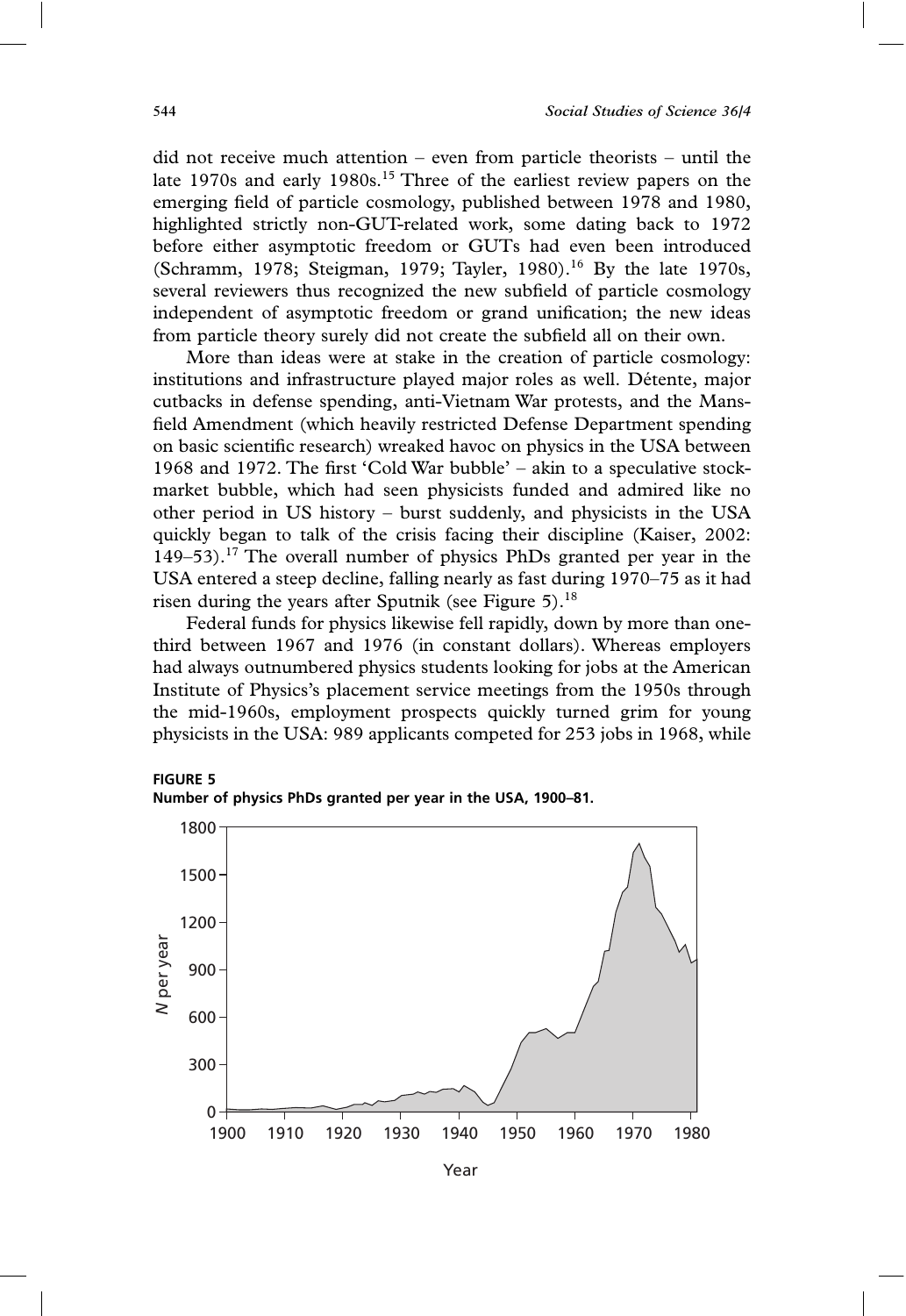did not receive much attention – even from particle theorists – until the late 1970s and early 1980s.[15] Three of the earliest review papers on the emerging field of particle cosmology, published between 1978 and 1980, highlighted strictly non-GUT-related work, some dating back to 1972 before either asymptotic freedom or GUTs had even been introduced (Schramm, 1978; Steigman, 1979; Tayler, 1980).[16] By the late 1970s, several reviewers thus recognized the new subfield of particle cosmology independent of asymptotic freedom or grand unification; the new ideas from particle theory surely did not create the subfield all on their own.

More than ideas were at stake in the creation of particle cosmology: institutions and infrastructure played major roles as well. Détente, major cutbacks in defense spending, anti-Vietnam War protests, and the Mansfield Amendment (which heavily restricted Defense Department spending on basic scientific research) wreaked havoc on physics in the USA between 1968 and 1972. The first 'Cold War bubble' – akin to a speculative stock-market bubble, which had seen physicists funded and admired like no other period in US history – burst suddenly, and physicists in the USA quickly began to talk of the crisis facing their discipline (Kaiser, 2002: 149–53).[17] The overall number of physics PhDs granted per year in the USA entered a steep decline, falling nearly as fast during 1970–75 as it had risen during the years after Sputnik (see Figure 5).[18]

Federal funds for physics likewise fell rapidly, down by more than one-third between 1967 and 1976 (in constant dollars). Whereas employers had always outnumbered physics students looking for jobs at the American Institute of Physics's placement service meetings from the 1950s through the mid-1960s, employment prospects quickly turned grim for young physicists in the USA: 989 applicants competed for 253 jobs in 1968, while

**FIGURE 5**
**Number of physics PhDs granted per year in the USA, 1900–81.**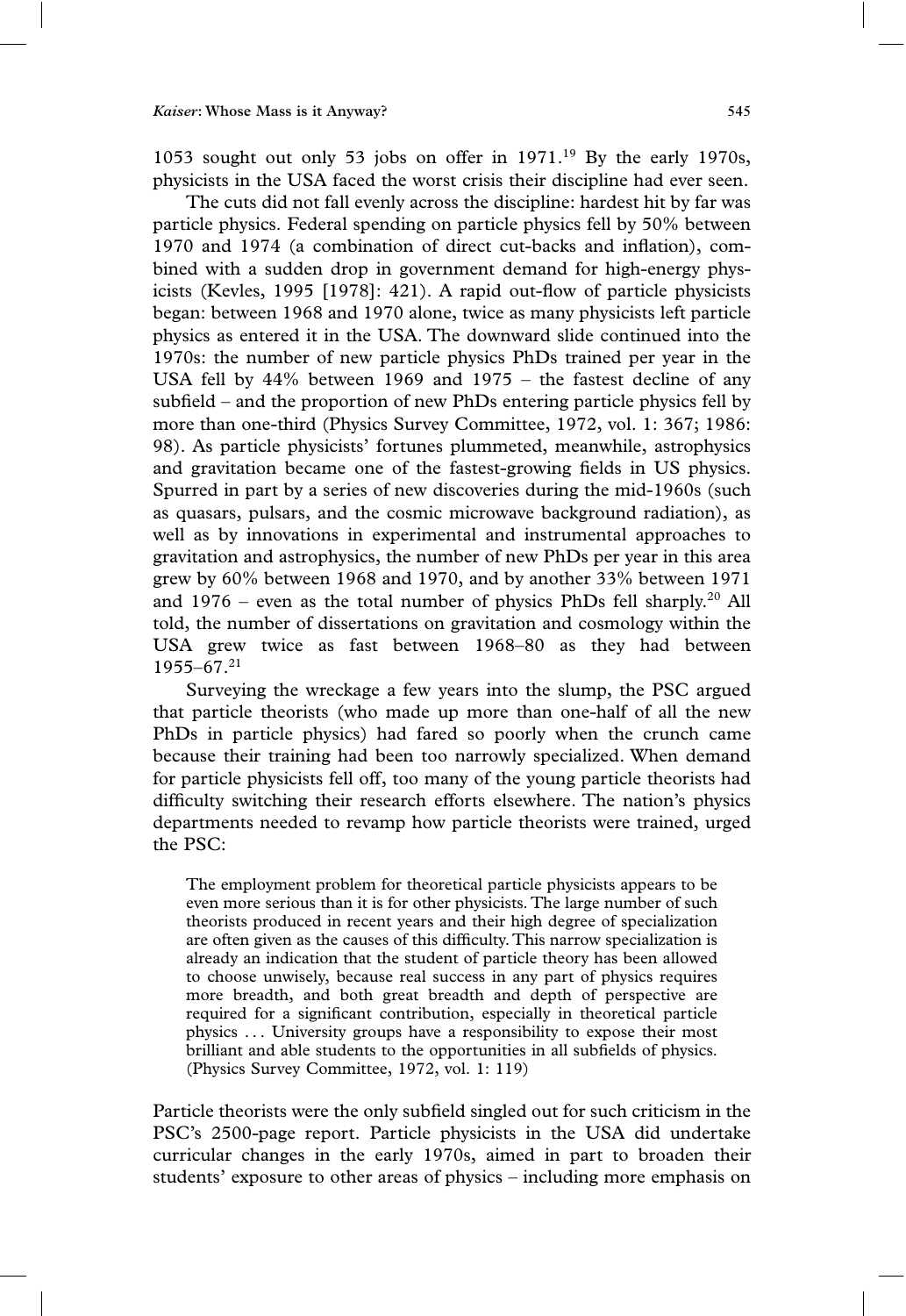1053 sought out only 53 jobs on offer in 1971.[19] By the early 1970s, physicists in the USA faced the worst crisis their discipline had ever seen.

The cuts did not fall evenly across the discipline: hardest hit by far was particle physics. Federal spending on particle physics fell by 50% between 1970 and 1974 (a combination of direct cut-backs and inflation), combined with a sudden drop in government demand for high-energy physicists (Kevles, 1995 [1978]: 421). A rapid out-flow of particle physicists began: between 1968 and 1970 alone, twice as many physicists left particle physics as entered it in the USA. The downward slide continued into the 1970s: the number of new particle physics PhDs trained per year in the USA fell by 44% between 1969 and 1975 – the fastest decline of any subfield – and the proportion of new PhDs entering particle physics fell by more than one-third (Physics Survey Committee, 1972, vol. 1: 367; 1986: 98). As particle physicists' fortunes plummeted, meanwhile, astrophysics and gravitation became one of the fastest-growing fields in US physics. Spurred in part by a series of new discoveries during the mid-1960s (such as quasars, pulsars, and the cosmic microwave background radiation), as well as by innovations in experimental and instrumental approaches to gravitation and astrophysics, the number of new PhDs per year in this area grew by 60% between 1968 and 1970, and by another 33% between 1971 and 1976 – even as the total number of physics PhDs fell sharply.[20] All told, the number of dissertations on gravitation and cosmology within the USA grew twice as fast between 1968–80 as they had between 1955–67.[21]

Surveying the wreckage a few years into the slump, the PSC argued that particle theorists (who made up more than one-half of all the new PhDs in particle physics) had fared so poorly when the crunch came because their training had been too narrowly specialized. When demand for particle physicists fell off, too many of the young particle theorists had difficulty switching their research efforts elsewhere. The nation's physics departments needed to revamp how particle theorists were trained, urged the PSC:

> The employment problem for theoretical particle physicists appears to be even more serious than it is for other physicists. The large number of such theorists produced in recent years and their high degree of specialization are often given as the causes of this difficulty. This narrow specialization is already an indication that the student of particle theory has been allowed to choose unwisely, because real success in any part of physics requires more breadth, and both great breadth and depth of perspective are required for a significant contribution, especially in theoretical particle physics ... University groups have a responsibility to expose their most brilliant and able students to the opportunities in all subfields of physics. (Physics Survey Committee, 1972, vol. 1: 119)

Particle theorists were the only subfield singled out for such criticism in the PSC's 2500-page report. Particle physicists in the USA did undertake curricular changes in the early 1970s, aimed in part to broaden their students' exposure to other areas of physics – including more emphasis on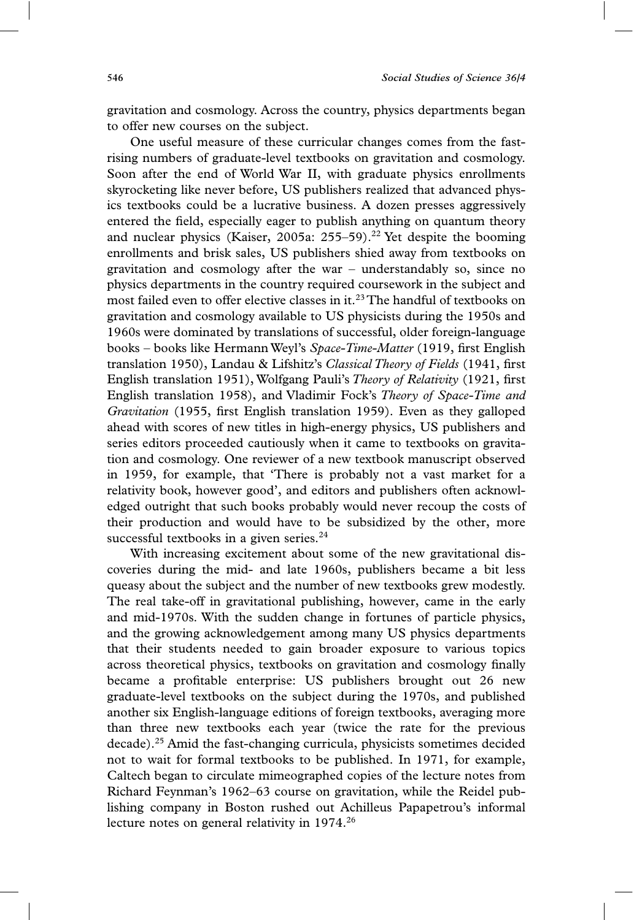gravitation and cosmology. Across the country, physics departments began to offer new courses on the subject.

One useful measure of these curricular changes comes from the fast-rising numbers of graduate-level textbooks on gravitation and cosmology. Soon after the end of World War II, with graduate physics enrollments skyrocketing like never before, US publishers realized that advanced physics textbooks could be a lucrative business. A dozen presses aggressively entered the field, especially eager to publish anything on quantum theory and nuclear physics (Kaiser, 2005a: 255–59).[22] Yet despite the booming enrollments and brisk sales, US publishers shied away from textbooks on gravitation and cosmology after the war – understandably so, since no physics departments in the country required coursework in the subject and most failed even to offer elective classes in it.[23] The handful of textbooks on gravitation and cosmology available to US physicists during the 1950s and 1960s were dominated by translations of successful, older foreign-language books – books like Hermann Weyl's *Space-Time-Matter* (1919, first English translation 1950), Landau & Lifshitz's *Classical Theory of Fields* (1941, first English translation 1951), Wolfgang Pauli's *Theory of Relativity* (1921, first English translation 1958), and Vladimir Fock's *Theory of Space-Time and Gravitation* (1955, first English translation 1959). Even as they galloped ahead with scores of new titles in high-energy physics, US publishers and series editors proceeded cautiously when it came to textbooks on gravitation and cosmology. One reviewer of a new textbook manuscript observed in 1959, for example, that 'There is probably not a vast market for a relativity book, however good', and editors and publishers often acknowledged outright that such books probably would never recoup the costs of their production and would have to be subsidized by the other, more successful textbooks in a given series.[24]

With increasing excitement about some of the new gravitational discoveries during the mid- and late 1960s, publishers became a bit less queasy about the subject and the number of new textbooks grew modestly. The real take-off in gravitational publishing, however, came in the early and mid-1970s. With the sudden change in fortunes of particle physics, and the growing acknowledgement among many US physics departments that their students needed to gain broader exposure to various topics across theoretical physics, textbooks on gravitation and cosmology finally became a profitable enterprise: US publishers brought out 26 new graduate-level textbooks on the subject during the 1970s, and published another six English-language editions of foreign textbooks, averaging more than three new textbooks each year (twice the rate for the previous decade).[25] Amid the fast-changing curricula, physicists sometimes decided not to wait for formal textbooks to be published. In 1971, for example, Caltech began to circulate mimeographed copies of the lecture notes from Richard Feynman's 1962–63 course on gravitation, while the Reidel publishing company in Boston rushed out Achilleus Papapetrou's informal lecture notes on general relativity in 1974.[26]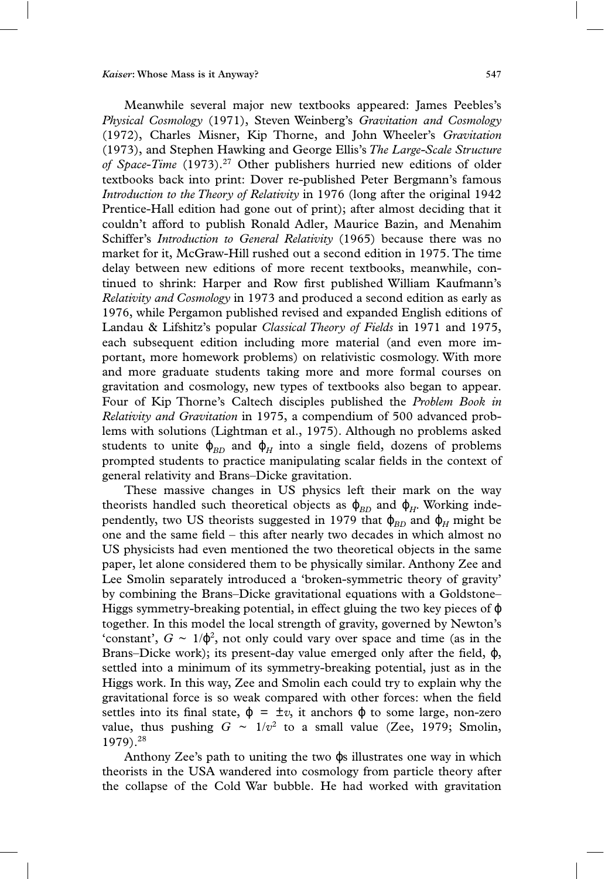Meanwhile several major new textbooks appeared: James Peebles's *Physical Cosmology* (1971), Steven Weinberg's *Gravitation and Cosmology* (1972), Charles Misner, Kip Thorne, and John Wheeler's *Gravitation* (1973), and Stephen Hawking and George Ellis's *The Large-Scale Structure of Space-Time* (1973).[27] Other publishers hurried new editions of older textbooks back into print: Dover re-published Peter Bergmann's famous *Introduction to the Theory of Relativity* in 1976 (long after the original 1942 Prentice-Hall edition had gone out of print); after almost deciding that it couldn't afford to publish Ronald Adler, Maurice Bazin, and Menahim Schiffer's *Introduction to General Relativity* (1965) because there was no market for it, McGraw-Hill rushed out a second edition in 1975. The time delay between new editions of more recent textbooks, meanwhile, continued to shrink: Harper and Row first published William Kaufmann's *Relativity and Cosmology* in 1973 and produced a second edition as early as 1976, while Pergamon published revised and expanded English editions of Landau & Lifshitz's popular *Classical Theory of Fields* in 1971 and 1975, each subsequent edition including more material (and even more important, more homework problems) on relativistic cosmology. With more and more graduate students taking more and more formal courses on gravitation and cosmology, new types of textbooks also began to appear. Four of Kip Thorne's Caltech disciples published the *Problem Book in Relativity and Gravitation* in 1975, a compendium of 500 advanced problems with solutions (Lightman et al., 1975). Although no problems asked students to unite $\phi_{BD}$ and $\phi_H$ into a single field, dozens of problems prompted students to practice manipulating scalar fields in the context of general relativity and Brans–Dicke gravitation.

These massive changes in US physics left their mark on the way theorists handled such theoretical objects as $\phi_{BD}$ and $\phi_H$. Working independently, two US theorists suggested in 1979 that $\phi_{BD}$ and $\phi_H$ might be one and the same field – this after nearly two decades in which almost no US physicists had even mentioned the two theoretical objects in the same paper, let alone considered them to be physically similar. Anthony Zee and Lee Smolin separately introduced a 'broken-symmetric theory of gravity' by combining the Brans–Dicke gravitational equations with a Goldstone–Higgs symmetry-breaking potential, in effect gluing the two key pieces of $\phi$ together. In this model the local strength of gravity, governed by Newton's 'constant', $G \sim 1/\phi^2$, not only could vary over space and time (as in the Brans–Dicke work); its present-day value emerged only after the field, $\phi$, settled into a minimum of its symmetry-breaking potential, just as in the Higgs work. In this way, Zee and Smolin each could try to explain why the gravitational force is so weak compared with other forces: when the field settles into its final state, $\phi = \pm v$, it anchors $\phi$ to some large, non-zero value, thus pushing $G \sim 1/v^2$ to a small value (Zee, 1979; Smolin, 1979).[28]

Anthony Zee's path to uniting the two $\phi$s illustrates one way in which theorists in the USA wandered into cosmology from particle theory after the collapse of the Cold War bubble. He had worked with gravitation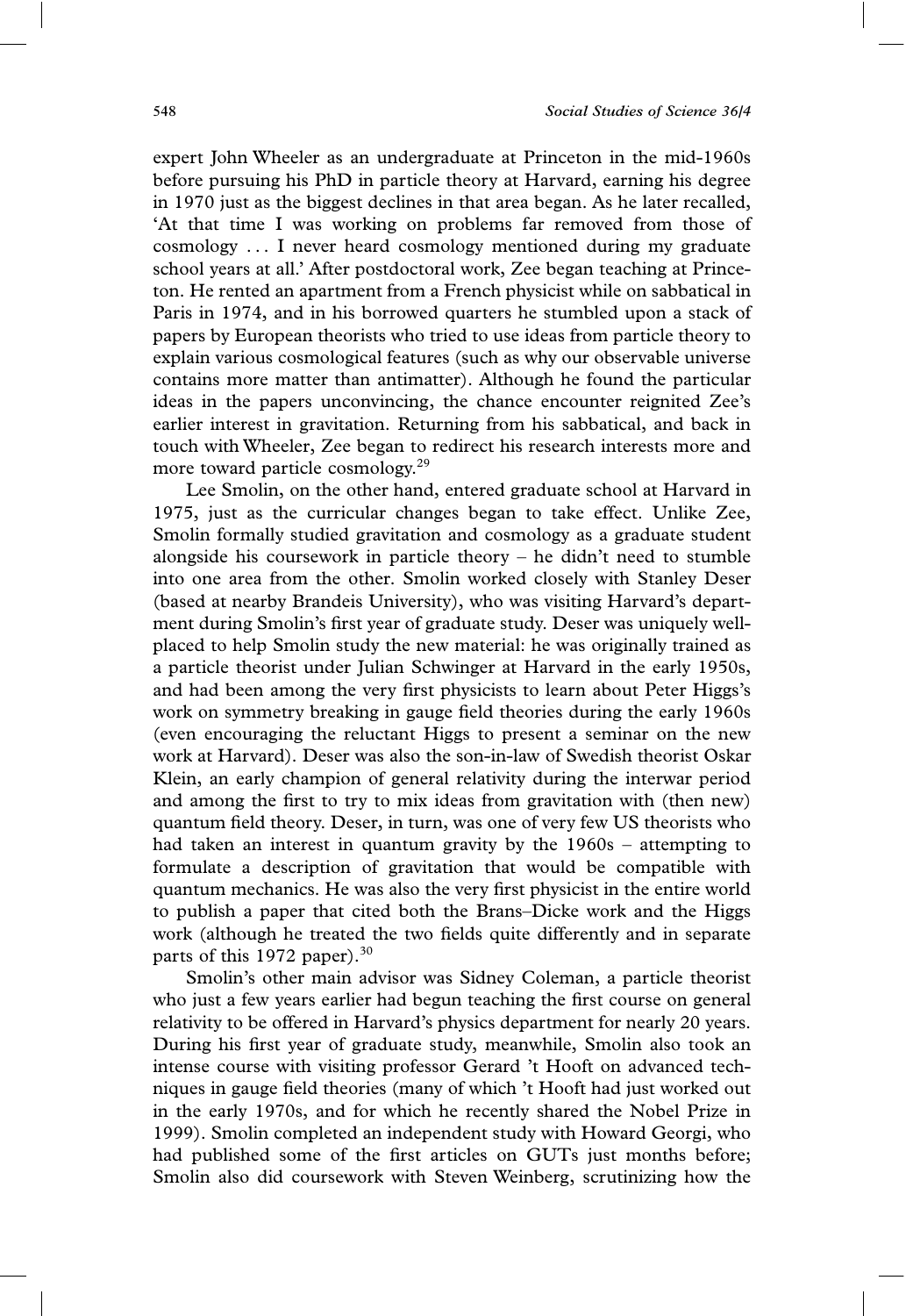expert John Wheeler as an undergraduate at Princeton in the mid-1960s before pursuing his PhD in particle theory at Harvard, earning his degree in 1970 just as the biggest declines in that area began. As he later recalled, 'At that time I was working on problems far removed from those of cosmology . . . I never heard cosmology mentioned during my graduate school years at all.' After postdoctoral work, Zee began teaching at Princeton. He rented an apartment from a French physicist while on sabbatical in Paris in 1974, and in his borrowed quarters he stumbled upon a stack of papers by European theorists who tried to use ideas from particle theory to explain various cosmological features (such as why our observable universe contains more matter than antimatter). Although he found the particular ideas in the papers unconvincing, the chance encounter reignited Zee's earlier interest in gravitation. Returning from his sabbatical, and back in touch with Wheeler, Zee began to redirect his research interests more and more toward particle cosmology.[29]

Lee Smolin, on the other hand, entered graduate school at Harvard in 1975, just as the curricular changes began to take effect. Unlike Zee, Smolin formally studied gravitation and cosmology as a graduate student alongside his coursework in particle theory – he didn't need to stumble into one area from the other. Smolin worked closely with Stanley Deser (based at nearby Brandeis University), who was visiting Harvard's department during Smolin's first year of graduate study. Deser was uniquely well-placed to help Smolin study the new material: he was originally trained as a particle theorist under Julian Schwinger at Harvard in the early 1950s, and had been among the very first physicists to learn about Peter Higgs's work on symmetry breaking in gauge field theories during the early 1960s (even encouraging the reluctant Higgs to present a seminar on the new work at Harvard). Deser was also the son-in-law of Swedish theorist Oskar Klein, an early champion of general relativity during the interwar period and among the first to try to mix ideas from gravitation with (then new) quantum field theory. Deser, in turn, was one of very few US theorists who had taken an interest in quantum gravity by the 1960s – attempting to formulate a description of gravitation that would be compatible with quantum mechanics. He was also the very first physicist in the entire world to publish a paper that cited both the Brans–Dicke work and the Higgs work (although he treated the two fields quite differently and in separate parts of this 1972 paper).[30]

Smolin's other main advisor was Sidney Coleman, a particle theorist who just a few years earlier had begun teaching the first course on general relativity to be offered in Harvard's physics department for nearly 20 years. During his first year of graduate study, meanwhile, Smolin also took an intense course with visiting professor Gerard 't Hooft on advanced techniques in gauge field theories (many of which 't Hooft had just worked out in the early 1970s, and for which he recently shared the Nobel Prize in 1999). Smolin completed an independent study with Howard Georgi, who had published some of the first articles on GUTs just months before; Smolin also did coursework with Steven Weinberg, scrutinizing how the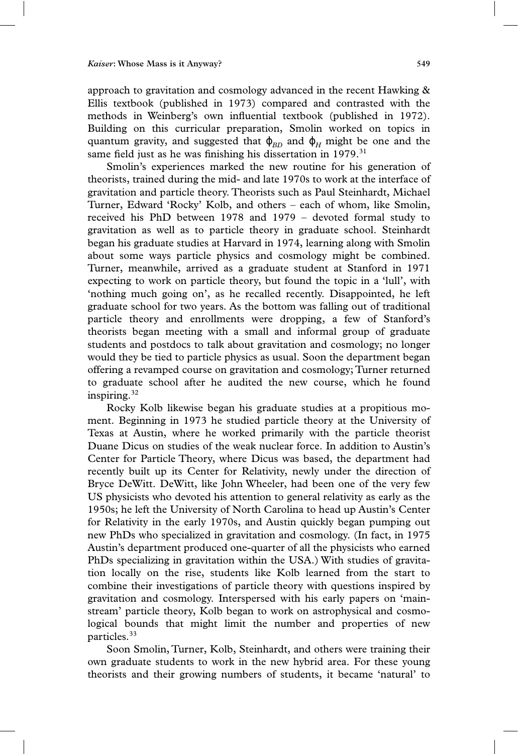approach to gravitation and cosmology advanced in the recent Hawking & Ellis textbook (published in 1973) compared and contrasted with the methods in Weinberg's own influential textbook (published in 1972). Building on this curricular preparation, Smolin worked on topics in quantum gravity, and suggested that $\phi_{BD}$ and $\phi_{H}$ might be one and the same field just as he was finishing his dissertation in 1979.[31]

Smolin's experiences marked the new routine for his generation of theorists, trained during the mid- and late 1970s to work at the interface of gravitation and particle theory. Theorists such as Paul Steinhardt, Michael Turner, Edward 'Rocky' Kolb, and others – each of whom, like Smolin, received his PhD between 1978 and 1979 – devoted formal study to gravitation as well as to particle theory in graduate school. Steinhardt began his graduate studies at Harvard in 1974, learning along with Smolin about some ways particle physics and cosmology might be combined. Turner, meanwhile, arrived as a graduate student at Stanford in 1971 expecting to work on particle theory, but found the topic in a 'lull', with 'nothing much going on', as he recalled recently. Disappointed, he left graduate school for two years. As the bottom was falling out of traditional particle theory and enrollments were dropping, a few of Stanford's theorists began meeting with a small and informal group of graduate students and postdocs to talk about gravitation and cosmology; no longer would they be tied to particle physics as usual. Soon the department began offering a revamped course on gravitation and cosmology; Turner returned to graduate school after he audited the new course, which he found inspiring.[32]

Rocky Kolb likewise began his graduate studies at a propitious moment. Beginning in 1973 he studied particle theory at the University of Texas at Austin, where he worked primarily with the particle theorist Duane Dicus on studies of the weak nuclear force. In addition to Austin's Center for Particle Theory, where Dicus was based, the department had recently built up its Center for Relativity, newly under the direction of Bryce DeWitt. DeWitt, like John Wheeler, had been one of the very few US physicists who devoted his attention to general relativity as early as the 1950s; he left the University of North Carolina to head up Austin's Center for Relativity in the early 1970s, and Austin quickly began pumping out new PhDs who specialized in gravitation and cosmology. (In fact, in 1975 Austin's department produced one-quarter of all the physicists who earned PhDs specializing in gravitation within the USA.) With studies of gravitation locally on the rise, students like Kolb learned from the start to combine their investigations of particle theory with questions inspired by gravitation and cosmology. Interspersed with his early papers on 'mainstream' particle theory, Kolb began to work on astrophysical and cosmological bounds that might limit the number and properties of new particles.[33]

Soon Smolin, Turner, Kolb, Steinhardt, and others were training their own graduate students to work in the new hybrid area. For these young theorists and their growing numbers of students, it became 'natural' to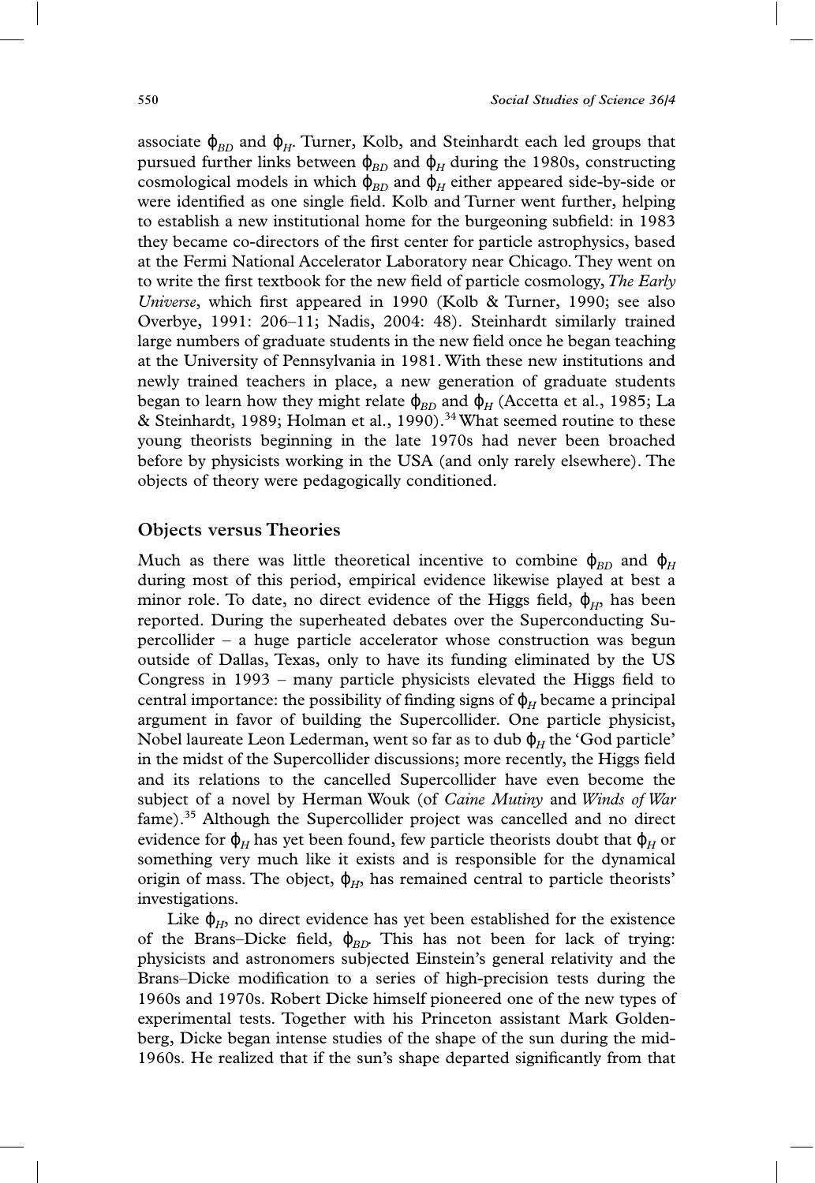associate $\phi_{BD}$ and $\phi_H$. Turner, Kolb, and Steinhardt each led groups that pursued further links between $\phi_{BD}$ and $\phi_H$ during the 1980s, constructing cosmological models in which $\phi_{BD}$ and $\phi_H$ either appeared side-by-side or were identified as one single field. Kolb and Turner went further, helping to establish a new institutional home for the burgeoning subfield: in 1983 they became co-directors of the first center for particle astrophysics, based at the Fermi National Accelerator Laboratory near Chicago. They went on to write the first textbook for the new field of particle cosmology, *The Early Universe*, which first appeared in 1990 (Kolb & Turner, 1990; see also Overbye, 1991: 206–11; Nadis, 2004: 48). Steinhardt similarly trained large numbers of graduate students in the new field once he began teaching at the University of Pennsylvania in 1981. With these new institutions and newly trained teachers in place, a new generation of graduate students began to learn how they might relate $\phi_{BD}$ and $\phi_H$ (Accetta et al., 1985; La & Steinhardt, 1989; Holman et al., 1990).[34] What seemed routine to these young theorists beginning in the late 1970s had never been broached before by physicists working in the USA (and only rarely elsewhere). The objects of theory were pedagogically conditioned.

## Objects versus Theories

Much as there was little theoretical incentive to combine $\phi_{BD}$ and $\phi_H$ during most of this period, empirical evidence likewise played at best a minor role. To date, no direct evidence of the Higgs field, $\phi_H$, has been reported. During the superheated debates over the Superconducting Supercollider – a huge particle accelerator whose construction was begun outside of Dallas, Texas, only to have its funding eliminated by the US Congress in 1993 – many particle physicists elevated the Higgs field to central importance: the possibility of finding signs of $\phi_H$ became a principal argument in favor of building the Supercollider. One particle physicist, Nobel laureate Leon Lederman, went so far as to dub $\phi_H$ the 'God particle' in the midst of the Supercollider discussions; more recently, the Higgs field and its relations to the cancelled Supercollider have even become the subject of a novel by Herman Wouk (of *Caine Mutiny* and *Winds of War* fame).[35] Although the Supercollider project was cancelled and no direct evidence for $\phi_H$ has yet been found, few particle theorists doubt that $\phi_H$ or something very much like it exists and is responsible for the dynamical origin of mass. The object, $\phi_H$, has remained central to particle theorists' investigations.

Like $\phi_H$, no direct evidence has yet been established for the existence of the Brans–Dicke field, $\phi_{BD}$. This has not been for lack of trying: physicists and astronomers subjected Einstein's general relativity and the Brans–Dicke modification to a series of high-precision tests during the 1960s and 1970s. Robert Dicke himself pioneered one of the new types of experimental tests. Together with his Princeton assistant Mark Goldenberg, Dicke began intense studies of the shape of the sun during the mid-1960s. He realized that if the sun's shape departed significantly from that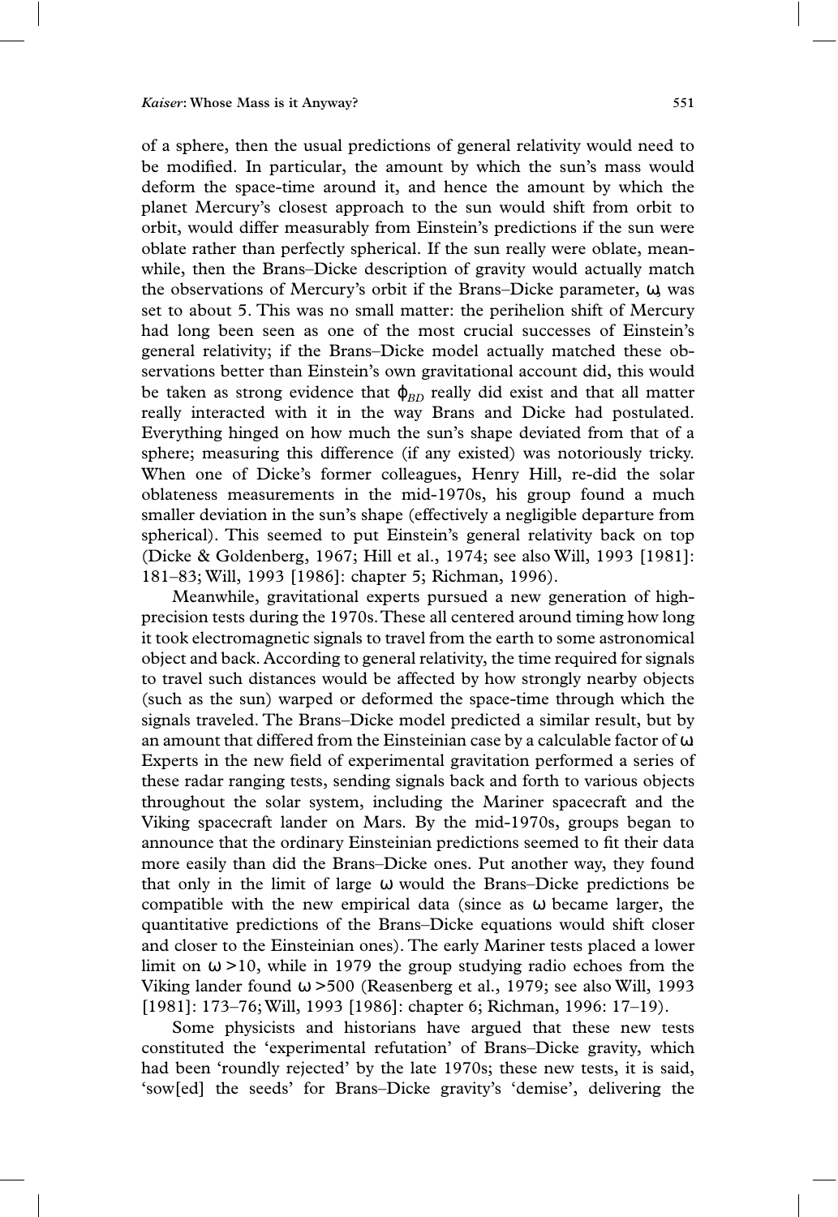of a sphere, then the usual predictions of general relativity would need to be modified. In particular, the amount by which the sun's mass would deform the space-time around it, and hence the amount by which the planet Mercury's closest approach to the sun would shift from orbit to orbit, would differ measurably from Einstein's predictions if the sun were oblate rather than perfectly spherical. If the sun really were oblate, meanwhile, then the Brans–Dicke description of gravity would actually match the observations of Mercury's orbit if the Brans–Dicke parameter, $\omega$, was set to about 5. This was no small matter: the perihelion shift of Mercury had long been seen as one of the most crucial successes of Einstein's general relativity; if the Brans–Dicke model actually matched these observations better than Einstein's own gravitational account did, this would be taken as strong evidence that $\varphi_{BD}$ really did exist and that all matter really interacted with it in the way Brans and Dicke had postulated. Everything hinged on how much the sun's shape deviated from that of a sphere; measuring this difference (if any existed) was notoriously tricky. When one of Dicke's former colleagues, Henry Hill, re-did the solar oblateness measurements in the mid-1970s, his group found a much smaller deviation in the sun's shape (effectively a negligible departure from spherical). This seemed to put Einstein's general relativity back on top (Dicke & Goldenberg, 1967; Hill et al., 1974; see also Will, 1993 [1981]: 181–83; Will, 1993 [1986]: chapter 5; Richman, 1996).

Meanwhile, gravitational experts pursued a new generation of high-precision tests during the 1970s. These all centered around timing how long it took electromagnetic signals to travel from the earth to some astronomical object and back. According to general relativity, the time required for signals to travel such distances would be affected by how strongly nearby objects (such as the sun) warped or deformed the space-time through which the signals traveled. The Brans–Dicke model predicted a similar result, but by an amount that differed from the Einsteinian case by a calculable factor of $\omega$. Experts in the new field of experimental gravitation performed a series of these radar ranging tests, sending signals back and forth to various objects throughout the solar system, including the Mariner spacecraft and the Viking spacecraft lander on Mars. By the mid-1970s, groups began to announce that the ordinary Einsteinian predictions seemed to fit their data more easily than did the Brans–Dicke ones. Put another way, they found that only in the limit of large $\omega$ would the Brans–Dicke predictions be compatible with the new empirical data (since as $\omega$ became larger, the quantitative predictions of the Brans–Dicke equations would shift closer and closer to the Einsteinian ones). The early Mariner tests placed a lower limit on $\omega > 10$, while in 1979 the group studying radio echoes from the Viking lander found $\omega > 500$ (Reasenberg et al., 1979; see also Will, 1993 [1981]: 173–76; Will, 1993 [1986]: chapter 6; Richman, 1996: 17–19).

Some physicists and historians have argued that these new tests constituted the 'experimental refutation' of Brans–Dicke gravity, which had been 'roundly rejected' by the late 1970s; these new tests, it is said, 'sow[ed] the seeds' for Brans–Dicke gravity's 'demise', delivering the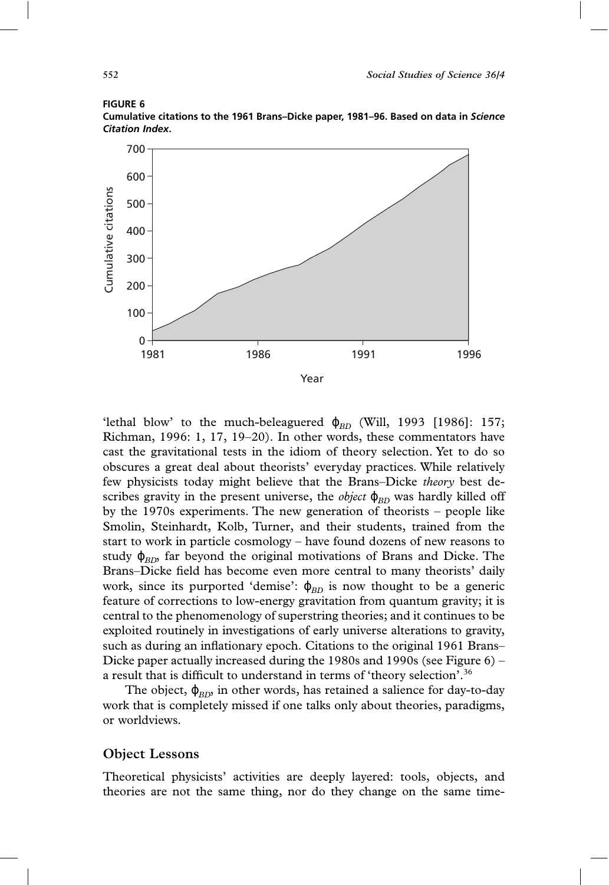**FIGURE 6**
**Cumulative citations to the 1961 Brans–Dicke paper, 1981–96. Based on data in *Science Citation Index*.**

'lethal blow' to the much-beleaguered $\phi_{BD}$ (Will, 1993 [1986]: 157; Richman, 1996: 1, 17, 19–20). In other words, these commentators have cast the gravitational tests in the idiom of theory selection. Yet to do so obscures a great deal about theorists' everyday practices. While relatively few physicists today might believe that the Brans–Dicke *theory* best describes gravity in the present universe, the *object* $\phi_{BD}$ was hardly killed off by the 1970s experiments. The new generation of theorists – people like Smolin, Steinhardt, Kolb, Turner, and their students, trained from the start to work in particle cosmology – have found dozens of new reasons to study $\phi_{BD}$, far beyond the original motivations of Brans and Dicke. The Brans–Dicke field has become even more central to many theorists' daily work, since its purported 'demise': $\phi_{BD}$ is now thought to be a generic feature of corrections to low-energy gravitation from quantum gravity; it is central to the phenomenology of superstring theories; and it continues to be exploited routinely in investigations of early universe alterations to gravity, such as during an inflationary epoch. Citations to the original 1961 Brans–Dicke paper actually increased during the 1980s and 1990s (see Figure 6) – a result that is difficult to understand in terms of 'theory selection'.[36]

The object, $\phi_{BD}$, in other words, has retained a salience for day-to-day work that is completely missed if one talks only about theories, paradigms, or worldviews.

## Object Lessons

Theoretical physicists' activities are deeply layered: tools, objects, and theories are not the same thing, nor do they change on the same time-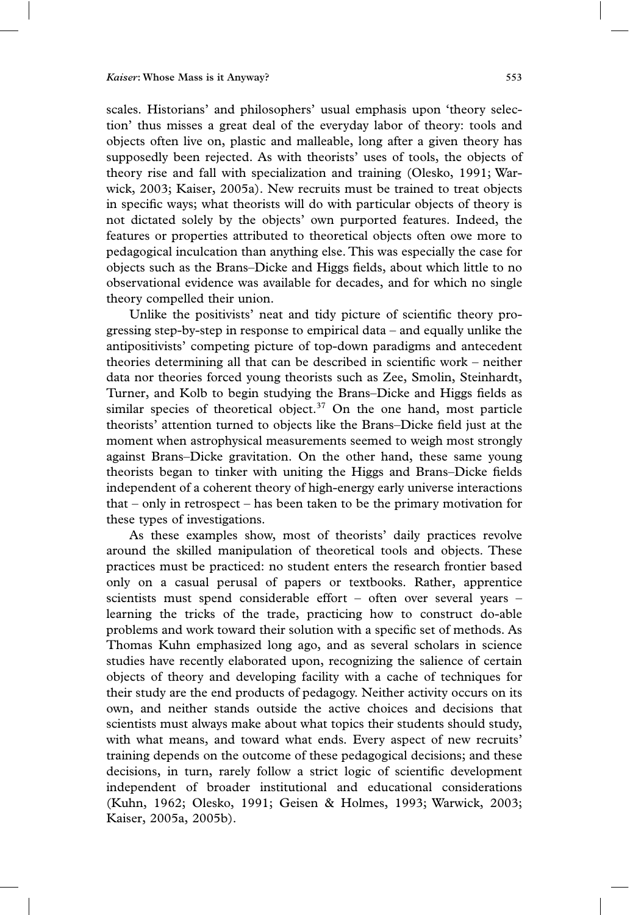scales. Historians' and philosophers' usual emphasis upon 'theory selection' thus misses a great deal of the everyday labor of theory: tools and objects often live on, plastic and malleable, long after a given theory has supposedly been rejected. As with theorists' uses of tools, the objects of theory rise and fall with specialization and training (Olesko, 1991; Warwick, 2003; Kaiser, 2005a). New recruits must be trained to treat objects in specific ways; what theorists will do with particular objects of theory is not dictated solely by the objects' own purported features. Indeed, the features or properties attributed to theoretical objects often owe more to pedagogical inculcation than anything else. This was especially the case for objects such as the Brans–Dicke and Higgs fields, about which little to no observational evidence was available for decades, and for which no single theory compelled their union.

Unlike the positivists' neat and tidy picture of scientific theory progressing step-by-step in response to empirical data – and equally unlike the antipositivists' competing picture of top-down paradigms and antecedent theories determining all that can be described in scientific work – neither data nor theories forced young theorists such as Zee, Smolin, Steinhardt, Turner, and Kolb to begin studying the Brans–Dicke and Higgs fields as similar species of theoretical object.[37] On the one hand, most particle theorists' attention turned to objects like the Brans–Dicke field just at the moment when astrophysical measurements seemed to weigh most strongly against Brans–Dicke gravitation. On the other hand, these same young theorists began to tinker with uniting the Higgs and Brans–Dicke fields independent of a coherent theory of high-energy early universe interactions that – only in retrospect – has been taken to be the primary motivation for these types of investigations.

As these examples show, most of theorists' daily practices revolve around the skilled manipulation of theoretical tools and objects. These practices must be practiced: no student enters the research frontier based only on a casual perusal of papers or textbooks. Rather, apprentice scientists must spend considerable effort – often over several years – learning the tricks of the trade, practicing how to construct do-able problems and work toward their solution with a specific set of methods. As Thomas Kuhn emphasized long ago, and as several scholars in science studies have recently elaborated upon, recognizing the salience of certain objects of theory and developing facility with a cache of techniques for their study are the end products of pedagogy. Neither activity occurs on its own, and neither stands outside the active choices and decisions that scientists must always make about what topics their students should study, with what means, and toward what ends. Every aspect of new recruits' training depends on the outcome of these pedagogical decisions; and these decisions, in turn, rarely follow a strict logic of scientific development independent of broader institutional and educational considerations (Kuhn, 1962; Olesko, 1991; Geisen & Holmes, 1993; Warwick, 2003; Kaiser, 2005a, 2005b).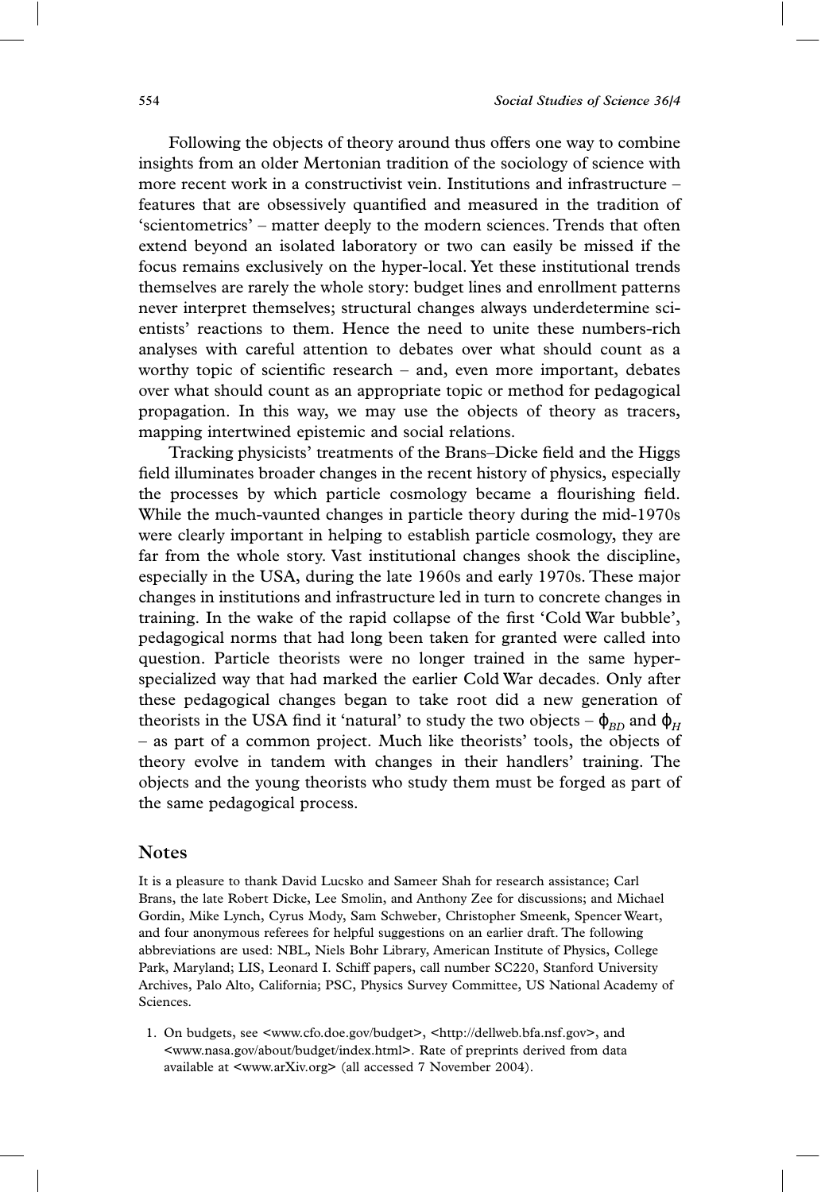Following the objects of theory around thus offers one way to combine insights from an older Mertonian tradition of the sociology of science with more recent work in a constructivist vein. Institutions and infrastructure – features that are obsessively quantified and measured in the tradition of 'scientometrics' – matter deeply to the modern sciences. Trends that often extend beyond an isolated laboratory or two can easily be missed if the focus remains exclusively on the hyper-local. Yet these institutional trends themselves are rarely the whole story: budget lines and enrollment patterns never interpret themselves; structural changes always underdetermine scientists' reactions to them. Hence the need to unite these numbers-rich analyses with careful attention to debates over what should count as a worthy topic of scientific research – and, even more important, debates over what should count as an appropriate topic or method for pedagogical propagation. In this way, we may use the objects of theory as tracers, mapping intertwined epistemic and social relations.

Tracking physicists' treatments of the Brans–Dicke field and the Higgs field illuminates broader changes in the recent history of physics, especially the processes by which particle cosmology became a flourishing field. While the much-vaunted changes in particle theory during the mid-1970s were clearly important in helping to establish particle cosmology, they are far from the whole story. Vast institutional changes shook the discipline, especially in the USA, during the late 1960s and early 1970s. These major changes in institutions and infrastructure led in turn to concrete changes in training. In the wake of the rapid collapse of the first 'Cold War bubble', pedagogical norms that had long been taken for granted were called into question. Particle theorists were no longer trained in the same hyper-specialized way that had marked the earlier Cold War decades. Only after these pedagogical changes began to take root did a new generation of theorists in the USA find it 'natural' to study the two objects – $\phi_{BD}$ and $\phi_H$ – as part of a common project. Much like theorists' tools, the objects of theory evolve in tandem with changes in their handlers' training. The objects and the young theorists who study them must be forged as part of the same pedagogical process.

## Notes

It is a pleasure to thank David Lucsko and Sameer Shah for research assistance; Carl Brans, the late Robert Dicke, Lee Smolin, and Anthony Zee for discussions; and Michael Gordin, Mike Lynch, Cyrus Mody, Sam Schweber, Christopher Smeenk, Spencer Weart, and four anonymous referees for helpful suggestions on an earlier draft. The following abbreviations are used: NBL, Niels Bohr Library, American Institute of Physics, College Park, Maryland; LIS, Leonard I. Schiff papers, call number SC220, Stanford University Archives, Palo Alto, California; PSC, Physics Survey Committee, US National Academy of Sciences.

1. On budgets, see <www.cfo.doe.gov/budget>, <http://dellweb.bfa.nsf.gov>, and <www.nasa.gov/about/budget/index.html>. Rate of preprints derived from data available at <www.arXiv.org> (all accessed 7 November 2004).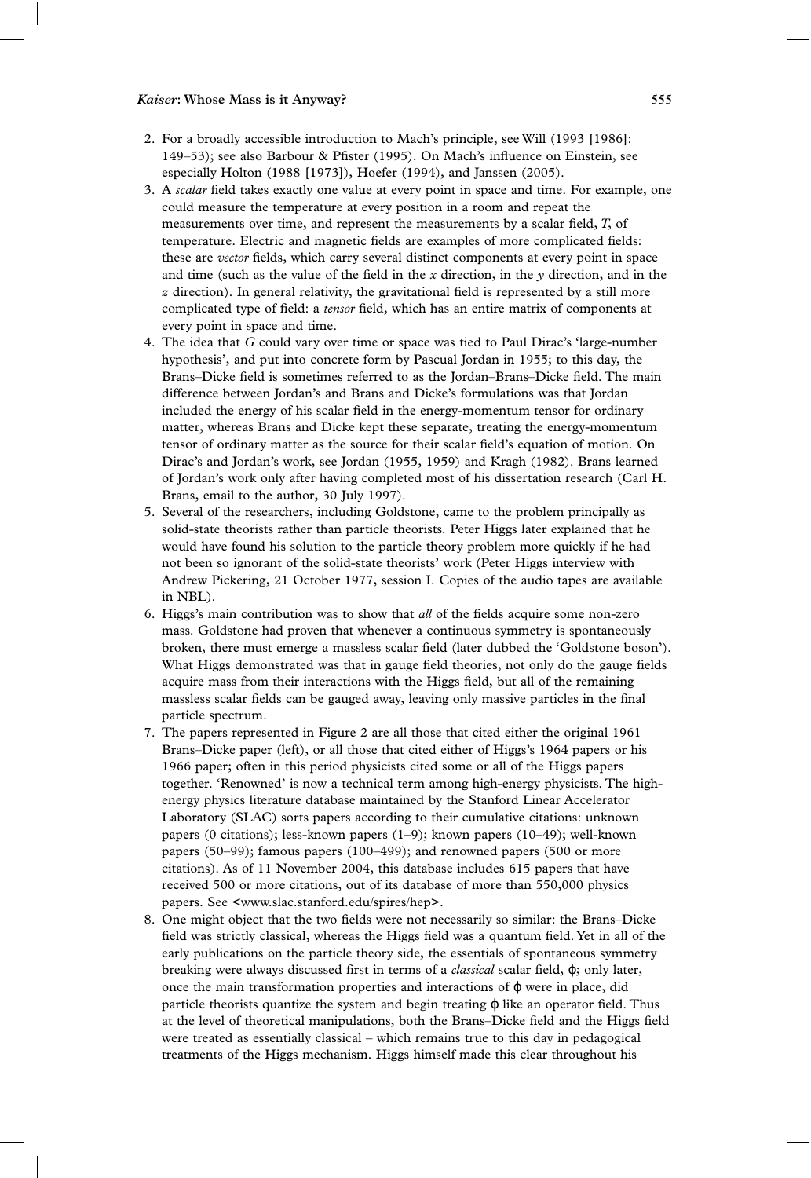2. For a broadly accessible introduction to Mach's principle, see Will (1993 [1986]: 149–53); see also Barbour & Pfister (1995). On Mach's influence on Einstein, see especially Holton (1988 [1973]), Hoefer (1994), and Janssen (2005).
3. A *scalar* field takes exactly one value at every point in space and time. For example, one could measure the temperature at every position in a room and repeat the measurements over time, and represent the measurements by a scalar field, $T$, of temperature. Electric and magnetic fields are examples of more complicated fields: these are *vector* fields, which carry several distinct components at every point in space and time (such as the value of the field in the $x$ direction, in the $y$ direction, and in the $z$ direction). In general relativity, the gravitational field is represented by a still more complicated type of field: a *tensor* field, which has an entire matrix of components at every point in space and time.
4. The idea that $G$ could vary over time or space was tied to Paul Dirac's 'large-number hypothesis', and put into concrete form by Pascual Jordan in 1955; to this day, the Brans–Dicke field is sometimes referred to as the Jordan–Brans–Dicke field. The main difference between Jordan's and Brans and Dicke's formulations was that Jordan included the energy of his scalar field in the energy-momentum tensor for ordinary matter, whereas Brans and Dicke kept these separate, treating the energy-momentum tensor of ordinary matter as the source for their scalar field's equation of motion. On Dirac's and Jordan's work, see Jordan (1955, 1959) and Kragh (1982). Brans learned of Jordan's work only after having completed most of his dissertation research (Carl H. Brans, email to the author, 30 July 1997).
5. Several of the researchers, including Goldstone, came to the problem principally as solid-state theorists rather than particle theorists. Peter Higgs later explained that he would have found his solution to the particle theory problem more quickly if he had not been so ignorant of the solid-state theorists' work (Peter Higgs interview with Andrew Pickering, 21 October 1977, session I. Copies of the audio tapes are available in NBL).
6. Higgs's main contribution was to show that *all* of the fields acquire some non-zero mass. Goldstone had proven that whenever a continuous symmetry is spontaneously broken, there must emerge a massless scalar field (later dubbed the 'Goldstone boson'). What Higgs demonstrated was that in gauge field theories, not only do the gauge fields acquire mass from their interactions with the Higgs field, but all of the remaining massless scalar fields can be gauged away, leaving only massive particles in the final particle spectrum.
7. The papers represented in Figure 2 are all those that cited either the original 1961 Brans–Dicke paper (left), or all those that cited either of Higgs's 1964 papers or his 1966 paper; often in this period physicists cited some or all of the Higgs papers together. 'Renowned' is now a technical term among high-energy physicists. The high-energy physics literature database maintained by the Stanford Linear Accelerator Laboratory (SLAC) sorts papers according to their cumulative citations: unknown papers (0 citations); less-known papers (1–9); known papers (10–49); well-known papers (50–99); famous papers (100–499); and renowned papers (500 or more citations). As of 11 November 2004, this database includes 615 papers that have received 500 or more citations, out of its database of more than 550,000 physics papers. See <www.slac.stanford.edu/spires/hep>.
8. One might object that the two fields were not necessarily so similar: the Brans–Dicke field was strictly classical, whereas the Higgs field was a quantum field. Yet in all of the early publications on the particle theory side, the essentials of spontaneous symmetry breaking were always discussed first in terms of a *classical* scalar field, $\varphi$; only later, once the main transformation properties and interactions of $\varphi$ were in place, did particle theorists quantize the system and begin treating $\varphi$ like an operator field. Thus at the level of theoretical manipulations, both the Brans–Dicke field and the Higgs field were treated as essentially classical – which remains true to this day in pedagogical treatments of the Higgs mechanism. Higgs himself made this clear throughout his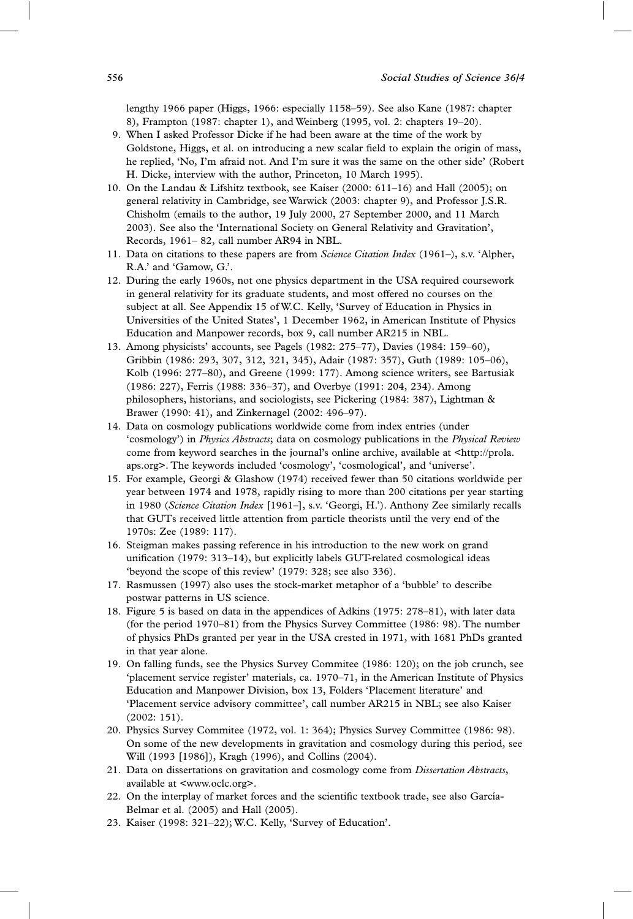lengthy 1966 paper (Higgs, 1966: especially 1158–59). See also Kane (1987: chapter 8), Frampton (1987: chapter 1), and Weinberg (1995, vol. 2: chapters 19–20).

9. When I asked Professor Dicke if he had been aware at the time of the work by Goldstone, Higgs, et al. on introducing a new scalar field to explain the origin of mass, he replied, 'No, I'm afraid not. And I'm sure it was the same on the other side' (Robert H. Dicke, interview with the author, Princeton, 10 March 1995).
10. On the Landau & Lifshitz textbook, see Kaiser (2000: 611–16) and Hall (2005); on general relativity in Cambridge, see Warwick (2003: chapter 9), and Professor J.S.R. Chisholm (emails to the author, 19 July 2000, 27 September 2000, and 11 March 2003). See also the 'International Society on General Relativity and Gravitation', Records, 1961– 82, call number AR94 in NBL.
11. Data on citations to these papers are from *Science Citation Index* (1961–), s.v. 'Alpher, R.A.' and 'Gamow, G.'.
12. During the early 1960s, not one physics department in the USA required coursework in general relativity for its graduate students, and most offered no courses on the subject at all. See Appendix 15 of W.C. Kelly, 'Survey of Education in Physics in Universities of the United States', 1 December 1962, in American Institute of Physics Education and Manpower records, box 9, call number AR215 in NBL.
13. Among physicists' accounts, see Pagels (1982: 275–77), Davies (1984: 159–60), Gribbin (1986: 293, 307, 312, 321, 345), Adair (1987: 357), Guth (1989: 105–06), Kolb (1996: 277–80), and Greene (1999: 177). Among science writers, see Bartusiak (1986: 227), Ferris (1988: 336–37), and Overbye (1991: 204, 234). Among philosophers, historians, and sociologists, see Pickering (1984: 387), Lightman & Brawer (1990: 41), and Zinkernagel (2002: 496–97).
14. Data on cosmology publications worldwide come from index entries (under 'cosmology') in *Physics Abstracts*; data on cosmology publications in the *Physical Review* come from keyword searches in the journal's online archive, available at <http://prola.aps.org>. The keywords included 'cosmology', 'cosmological', and 'universe'.
15. For example, Georgi & Glashow (1974) received fewer than 50 citations worldwide per year between 1974 and 1978, rapidly rising to more than 200 citations per year starting in 1980 (*Science Citation Index* [1961–], s.v. 'Georgi, H.'). Anthony Zee similarly recalls that GUTs received little attention from particle theorists until the very end of the 1970s: Zee (1989: 117).
16. Steigman makes passing reference in his introduction to the new work on grand unification (1979: 313–14), but explicitly labels GUT-related cosmological ideas 'beyond the scope of this review' (1979: 328; see also 336).
17. Rasmussen (1997) also uses the stock-market metaphor of a 'bubble' to describe postwar patterns in US science.
18. Figure 5 is based on data in the appendices of Adkins (1975: 278–81), with later data (for the period 1970–81) from the Physics Survey Committee (1986: 98). The number of physics PhDs granted per year in the USA crested in 1971, with 1681 PhDs granted in that year alone.
19. On falling funds, see the Physics Survey Commitee (1986: 120); on the job crunch, see 'placement service register' materials, ca. 1970–71, in the American Institute of Physics Education and Manpower Division, box 13, Folders 'Placement literature' and 'Placement service advisory committee', call number AR215 in NBL; see also Kaiser (2002: 151).
20. Physics Survey Commitee (1972, vol. 1: 364); Physics Survey Committee (1986: 98). On some of the new developments in gravitation and cosmology during this period, see Will (1993 [1986]), Kragh (1996), and Collins (2004).
21. Data on dissertations on gravitation and cosmology come from *Dissertation Abstracts*, available at <www.oclc.org>.
22. On the interplay of market forces and the scientific textbook trade, see also García-Belmar et al. (2005) and Hall (2005).
23. Kaiser (1998: 321–22); W.C. Kelly, 'Survey of Education'.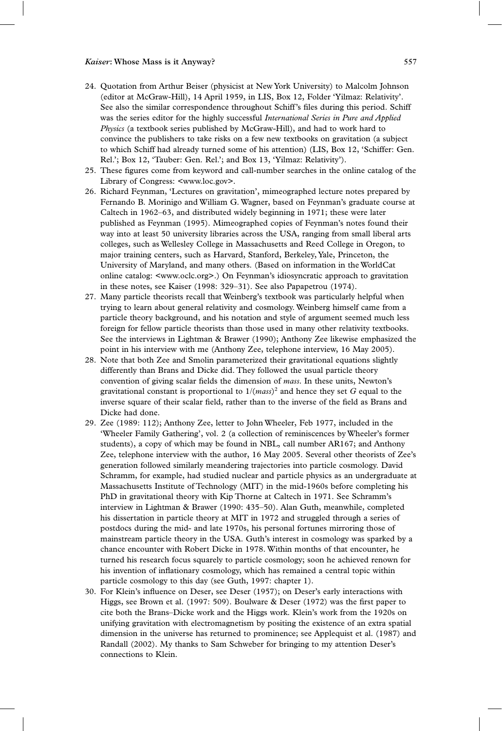24. Quotation from Arthur Beiser (physicist at New York University) to Malcolm Johnson (editor at McGraw-Hill), 14 April 1959, in LIS, Box 12, Folder 'Yilmaz: Relativity'. See also the similar correspondence throughout Schiff's files during this period. Schiff was the series editor for the highly successful *International Series in Pure and Applied Physics* (a textbook series published by McGraw-Hill), and had to work hard to convince the publishers to take risks on a few new textbooks on gravitation (a subject to which Schiff had already turned some of his attention) (LIS, Box 12, 'Schiffer: Gen. Rel.'; Box 12, 'Tauber: Gen. Rel.'; and Box 13, 'Yilmaz: Relativity').
25. These figures come from keyword and call-number searches in the online catalog of the Library of Congress: <www.loc.gov>.
26. Richard Feynman, 'Lectures on gravitation', mimeographed lecture notes prepared by Fernando B. Morinigo and William G. Wagner, based on Feynman's graduate course at Caltech in 1962–63, and distributed widely beginning in 1971; these were later published as Feynman (1995). Mimeographed copies of Feynman's notes found their way into at least 50 university libraries across the USA, ranging from small liberal arts colleges, such as Wellesley College in Massachusetts and Reed College in Oregon, to major training centers, such as Harvard, Stanford, Berkeley, Yale, Princeton, the University of Maryland, and many others. (Based on information in the WorldCat online catalog: <www.oclc.org>.) On Feynman's idiosyncratic approach to gravitation in these notes, see Kaiser (1998: 329–31). See also Papapetrou (1974).
27. Many particle theorists recall that Weinberg's textbook was particularly helpful when trying to learn about general relativity and cosmology. Weinberg himself came from a particle theory background, and his notation and style of argument seemed much less foreign for fellow particle theorists than those used in many other relativity textbooks. See the interviews in Lightman & Brawer (1990); Anthony Zee likewise emphasized the point in his interview with me (Anthony Zee, telephone interview, 16 May 2005).
28. Note that both Zee and Smolin parameterized their gravitational equations slightly differently than Brans and Dicke did. They followed the usual particle theory convention of giving scalar fields the dimension of *mass*. In these units, Newton's gravitational constant is proportional to $1/(mass)^2$ and hence they set $G$ equal to the inverse square of their scalar field, rather than to the inverse of the field as Brans and Dicke had done.
29. Zee (1989: 112); Anthony Zee, letter to John Wheeler, Feb 1977, included in the 'Wheeler Family Gathering', vol. 2 (a collection of reminiscences by Wheeler's former students), a copy of which may be found in NBL, call number AR167; and Anthony Zee, telephone interview with the author, 16 May 2005. Several other theorists of Zee's generation followed similarly meandering trajectories into particle cosmology. David Schramm, for example, had studied nuclear and particle physics as an undergraduate at Massachusetts Institute of Technology (MIT) in the mid-1960s before completing his PhD in gravitational theory with Kip Thorne at Caltech in 1971. See Schramm's interview in Lightman & Brawer (1990: 435–50). Alan Guth, meanwhile, completed his dissertation in particle theory at MIT in 1972 and struggled through a series of postdocs during the mid- and late 1970s, his personal fortunes mirroring those of mainstream particle theory in the USA. Guth's interest in cosmology was sparked by a chance encounter with Robert Dicke in 1978. Within months of that encounter, he turned his research focus squarely to particle cosmology; soon he achieved renown for his invention of inflationary cosmology, which has remained a central topic within particle cosmology to this day (see Guth, 1997: chapter 1).
30. For Klein's influence on Deser, see Deser (1957); on Deser's early interactions with Higgs, see Brown et al. (1997: 509). Boulware & Deser (1972) was the first paper to cite both the Brans–Dicke work and the Higgs work. Klein's work from the 1920s on unifying gravitation with electromagnetism by positing the existence of an extra spatial dimension in the universe has returned to prominence; see Applequist et al. (1987) and Randall (2002). My thanks to Sam Schweber for bringing to my attention Deser's connections to Klein.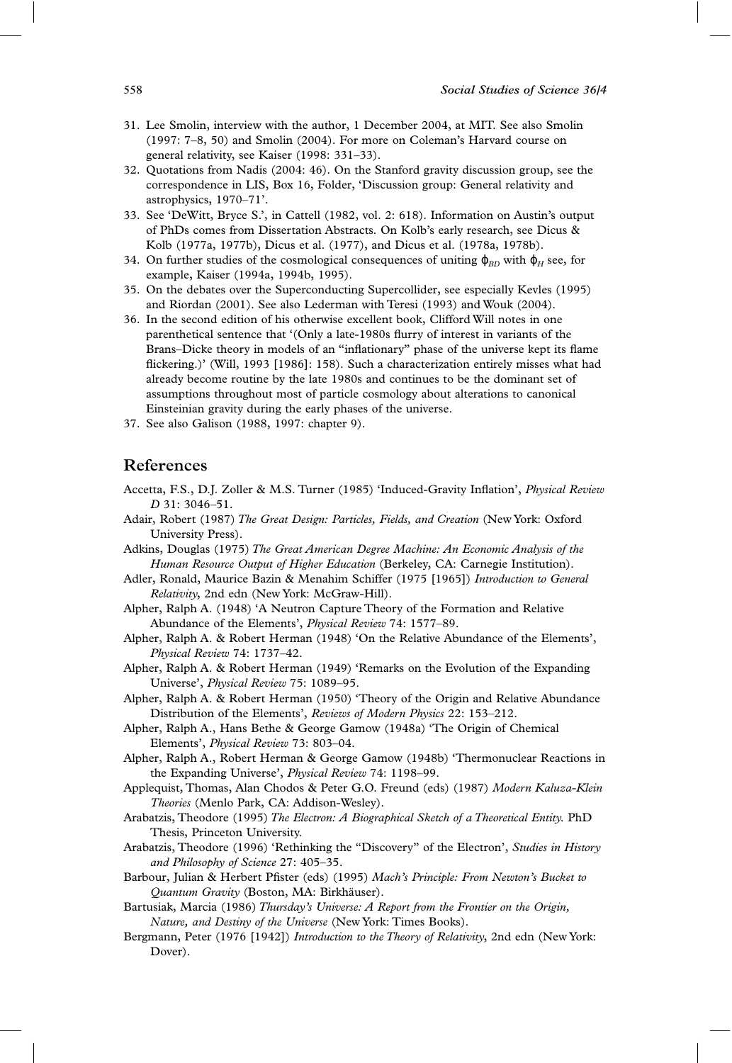31. Lee Smolin, interview with the author, 1 December 2004, at MIT. See also Smolin (1997: 7–8, 50) and Smolin (2004). For more on Coleman's Harvard course on general relativity, see Kaiser (1998: 331–33).
32. Quotations from Nadis (2004: 46). On the Stanford gravity discussion group, see the correspondence in LIS, Box 16, Folder, 'Discussion group: General relativity and astrophysics, 1970–71'.
33. See 'DeWitt, Bryce S.', in Cattell (1982, vol. 2: 618). Information on Austin's output of PhDs comes from Dissertation Abstracts. On Kolb's early research, see Dicus & Kolb (1977a, 1977b), Dicus et al. (1977), and Dicus et al. (1978a, 1978b).
34. On further studies of the cosmological consequences of uniting $\phi_{BD}$ with $\phi_H$ see, for example, Kaiser (1994a, 1994b, 1995).
35. On the debates over the Superconducting Supercollider, see especially Kevles (1995) and Riordan (2001). See also Lederman with Teresi (1993) and Wouk (2004).
36. In the second edition of his otherwise excellent book, Clifford Will notes in one parenthetical sentence that '(Only a late-1980s flurry of interest in variants of the Brans–Dicke theory in models of an "inflationary" phase of the universe kept its flame flickering.)' (Will, 1993 [1986]: 158). Such a characterization entirely misses what had already become routine by the late 1980s and continues to be the dominant set of assumptions throughout most of particle cosmology about alterations to canonical Einsteinian gravity during the early phases of the universe.
37. See also Galison (1988, 1997: chapter 9).

## References

Accetta, F.S., D.J. Zoller & M.S. Turner (1985) 'Induced-Gravity Inflation', *Physical Review D* 31: 3046–51.

Adair, Robert (1987) *The Great Design: Particles, Fields, and Creation* (New York: Oxford University Press).

Adkins, Douglas (1975) *The Great American Degree Machine: An Economic Analysis of the Human Resource Output of Higher Education* (Berkeley, CA: Carnegie Institution).

Adler, Ronald, Maurice Bazin & Menahim Schiffer (1975 [1965]) *Introduction to General Relativity*, 2nd edn (New York: McGraw-Hill).

Alpher, Ralph A. (1948) 'A Neutron Capture Theory of the Formation and Relative Abundance of the Elements', *Physical Review* 74: 1577–89.

Alpher, Ralph A. & Robert Herman (1948) 'On the Relative Abundance of the Elements', *Physical Review* 74: 1737–42.

Alpher, Ralph A. & Robert Herman (1949) 'Remarks on the Evolution of the Expanding Universe', *Physical Review* 75: 1089–95.

Alpher, Ralph A. & Robert Herman (1950) 'Theory of the Origin and Relative Abundance Distribution of the Elements', *Reviews of Modern Physics* 22: 153–212.

Alpher, Ralph A., Hans Bethe & George Gamow (1948a) 'The Origin of Chemical Elements', *Physical Review* 73: 803–04.

Alpher, Ralph A., Robert Herman & George Gamow (1948b) 'Thermonuclear Reactions in the Expanding Universe', *Physical Review* 74: 1198–99.

Applequist, Thomas, Alan Chodos & Peter G.O. Freund (eds) (1987) *Modern Kaluza-Klein Theories* (Menlo Park, CA: Addison-Wesley).

Arabatzis, Theodore (1995) *The Electron: A Biographical Sketch of a Theoretical Entity.* PhD Thesis, Princeton University.

Arabatzis, Theodore (1996) 'Rethinking the "Discovery" of the Electron', *Studies in History and Philosophy of Science* 27: 405–35.

Barbour, Julian & Herbert Pfister (eds) (1995) *Mach's Principle: From Newton's Bucket to Quantum Gravity* (Boston, MA: Birkhäuser).

Bartusiak, Marcia (1986) *Thursday's Universe: A Report from the Frontier on the Origin, Nature, and Destiny of the Universe* (New York: Times Books).

Bergmann, Peter (1976 [1942]) *Introduction to the Theory of Relativity*, 2nd edn (New York: Dover).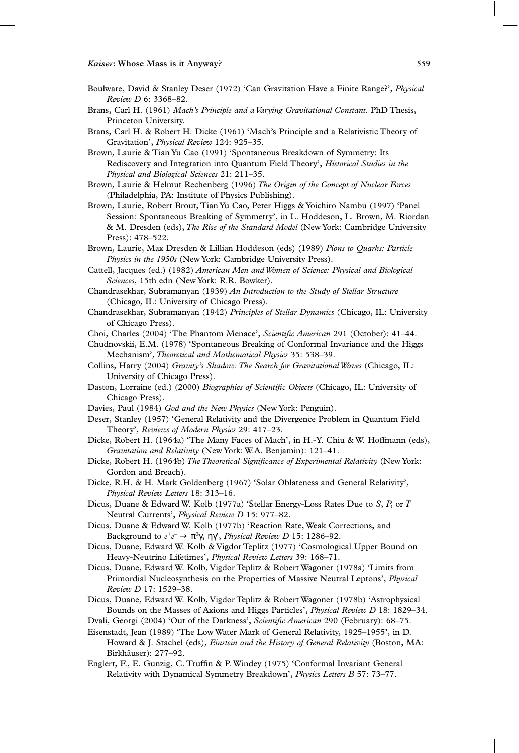Boulware, David & Stanley Deser (1972) 'Can Gravitation Have a Finite Range?', *Physical Review D* 6: 3368–82.

Brans, Carl H. (1961) *Mach's Principle and a Varying Gravitational Constant*. PhD Thesis, Princeton University.

Brans, Carl H. & Robert H. Dicke (1961) 'Mach's Principle and a Relativistic Theory of Gravitation', *Physical Review* 124: 925–35.

Brown, Laurie & Tian Yu Cao (1991) 'Spontaneous Breakdown of Symmetry: Its Rediscovery and Integration into Quantum Field Theory', *Historical Studies in the Physical and Biological Sciences* 21: 211–35.

Brown, Laurie & Helmut Rechenberg (1996) *The Origin of the Concept of Nuclear Forces* (Philadelphia, PA: Institute of Physics Publishing).

Brown, Laurie, Robert Brout, Tian Yu Cao, Peter Higgs & Yoichiro Nambu (1997) 'Panel Session: Spontaneous Breaking of Symmetry', in L. Hoddeson, L. Brown, M. Riordan & M. Dresden (eds), *The Rise of the Standard Model* (New York: Cambridge University Press): 478–522.

Brown, Laurie, Max Dresden & Lillian Hoddeson (eds) (1989) *Pions to Quarks: Particle Physics in the 1950s* (New York: Cambridge University Press).

Cattell, Jacques (ed.) (1982) *American Men and Women of Science: Physical and Biological Sciences*, 15th edn (New York: R.R. Bowker).

Chandrasekhar, Subramanyan (1939) *An Introduction to the Study of Stellar Structure* (Chicago, IL: University of Chicago Press).

Chandrasekhar, Subramanyan (1942) *Principles of Stellar Dynamics* (Chicago, IL: University of Chicago Press).

Choi, Charles (2004) 'The Phantom Menace', *Scientific American* 291 (October): 41–44.

Chudnovskii, E.M. (1978) 'Spontaneous Breaking of Conformal Invariance and the Higgs Mechanism', *Theoretical and Mathematical Physics* 35: 538–39.

Collins, Harry (2004) *Gravity's Shadow: The Search for Gravitational Waves* (Chicago, IL: University of Chicago Press).

Daston, Lorraine (ed.) (2000) *Biographies of Scientific Objects* (Chicago, IL: University of Chicago Press).

Davies, Paul (1984) *God and the New Physics* (New York: Penguin).

Deser, Stanley (1957) 'General Relativity and the Divergence Problem in Quantum Field Theory', *Reviews of Modern Physics* 29: 417–23.

Dicke, Robert H. (1964a) 'The Many Faces of Mach', in H.-Y. Chiu & W. Hoffmann (eds), *Gravitation and Relativity* (New York: W.A. Benjamin): 121–41.

Dicke, Robert H. (1964b) *The Theoretical Significance of Experimental Relativity* (New York: Gordon and Breach).

Dicke, R.H. & H. Mark Goldenberg (1967) 'Solar Oblateness and General Relativity', *Physical Review Letters* 18: 313–16.

Dicus, Duane & Edward W. Kolb (1977a) 'Stellar Energy-Loss Rates Due to *S*, *P*, or *T* Neutral Currents', *Physical Review D* 15: 977–82.

Dicus, Duane & Edward W. Kolb (1977b) 'Reaction Rate, Weak Corrections, and Background to $e^+e^- \rightarrow \pi^0\gamma, \eta\gamma$', *Physical Review D* 15: 1286–92.

Dicus, Duane, Edward W. Kolb & Vigdor Teplitz (1977) 'Cosmological Upper Bound on Heavy-Neutrino Lifetimes', *Physical Review Letters* 39: 168–71.

Dicus, Duane, Edward W. Kolb, Vigdor Teplitz & Robert Wagoner (1978a) 'Limits from Primordial Nucleosynthesis on the Properties of Massive Neutral Leptons', *Physical Review D* 17: 1529–38.

Dicus, Duane, Edward W. Kolb, Vigdor Teplitz & Robert Wagoner (1978b) 'Astrophysical Bounds on the Masses of Axions and Higgs Particles', *Physical Review D* 18: 1829–34.

Dvali, Georgi (2004) 'Out of the Darkness', *Scientific American* 290 (February): 68–75.

Eisenstadt, Jean (1989) 'The Low Water Mark of General Relativity, 1925–1955', in D. Howard & J. Stachel (eds), *Einstein and the History of General Relativity* (Boston, MA: Birkhäuser): 277–92.

Englert, F., E. Gunzig, C. Truffin & P. Windey (1975) 'Conformal Invariant General Relativity with Dynamical Symmetry Breakdown', *Physics Letters B* 57: 73–77.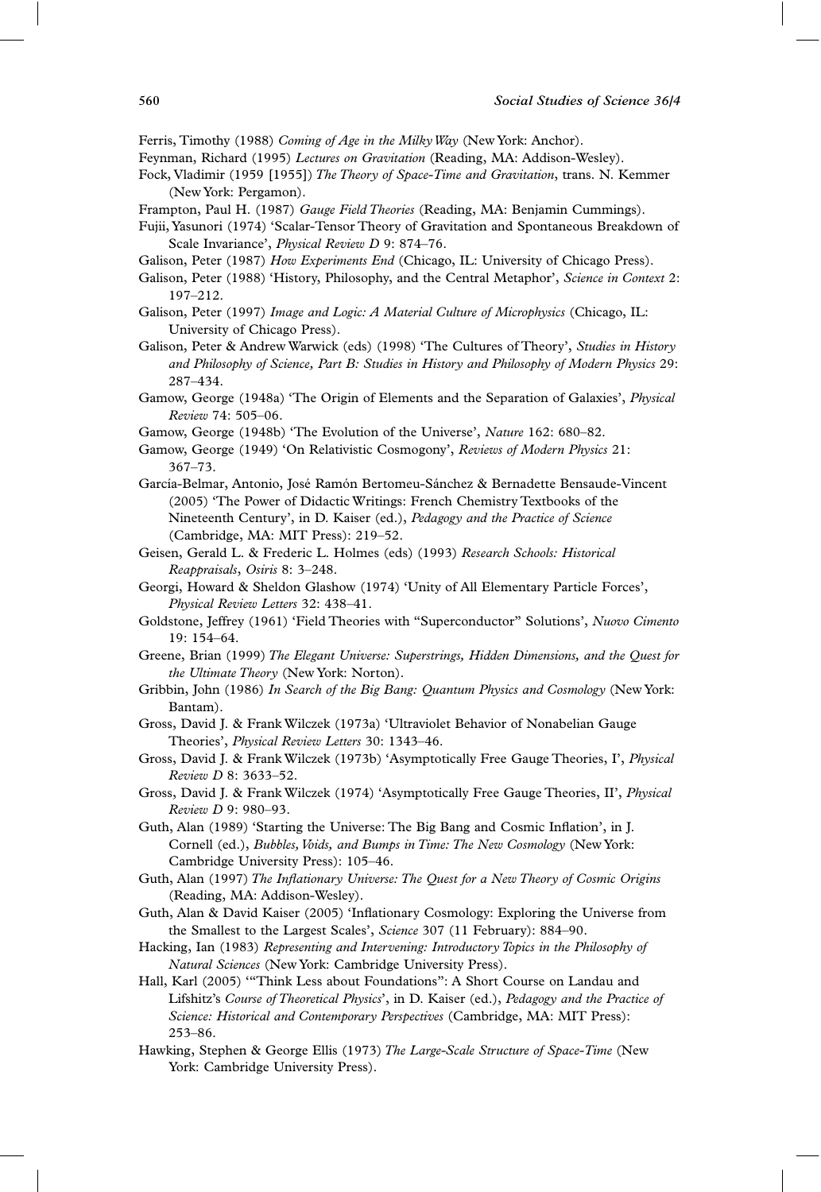Ferris, Timothy (1988) *Coming of Age in the Milky Way* (New York: Anchor).

Feynman, Richard (1995) *Lectures on Gravitation* (Reading, MA: Addison-Wesley).

Fock, Vladimir (1959 [1955]) *The Theory of Space-Time and Gravitation*, trans. N. Kemmer (New York: Pergamon).

Frampton, Paul H. (1987) *Gauge Field Theories* (Reading, MA: Benjamin Cummings).

Fujii, Yasunori (1974) 'Scalar-Tensor Theory of Gravitation and Spontaneous Breakdown of Scale Invariance', *Physical Review D* 9: 874–76.

Galison, Peter (1987) *How Experiments End* (Chicago, IL: University of Chicago Press).

Galison, Peter (1988) 'History, Philosophy, and the Central Metaphor', *Science in Context* 2: 197–212.

Galison, Peter (1997) *Image and Logic: A Material Culture of Microphysics* (Chicago, IL: University of Chicago Press).

Galison, Peter & Andrew Warwick (eds) (1998) 'The Cultures of Theory', *Studies in History and Philosophy of Science, Part B: Studies in History and Philosophy of Modern Physics* 29: 287–434.

Gamow, George (1948a) 'The Origin of Elements and the Separation of Galaxies', *Physical Review* 74: 505–06.

Gamow, George (1948b) 'The Evolution of the Universe', *Nature* 162: 680–82.

Gamow, George (1949) 'On Relativistic Cosmogony', *Reviews of Modern Physics* 21: 367–73.

García-Belmar, Antonio, José Ramón Bertomeu-Sánchez & Bernadette Bensaude-Vincent (2005) 'The Power of Didactic Writings: French Chemistry Textbooks of the Nineteenth Century', in D. Kaiser (ed.), *Pedagogy and the Practice of Science* (Cambridge, MA: MIT Press): 219–52.

Geisen, Gerald L. & Frederic L. Holmes (eds) (1993) *Research Schools: Historical Reappraisals*, *Osiris* 8: 3–248.

Georgi, Howard & Sheldon Glashow (1974) 'Unity of All Elementary Particle Forces', *Physical Review Letters* 32: 438–41.

Goldstone, Jeffrey (1961) 'Field Theories with "Superconductor" Solutions', *Nuovo Cimento* 19: 154–64.

Greene, Brian (1999) *The Elegant Universe: Superstrings, Hidden Dimensions, and the Quest for the Ultimate Theory* (New York: Norton).

Gribbin, John (1986) *In Search of the Big Bang: Quantum Physics and Cosmology* (New York: Bantam).

Gross, David J. & Frank Wilczek (1973a) 'Ultraviolet Behavior of Nonabelian Gauge Theories', *Physical Review Letters* 30: 1343–46.

Gross, David J. & Frank Wilczek (1973b) 'Asymptotically Free Gauge Theories, I', *Physical Review D* 8: 3633–52.

Gross, David J. & Frank Wilczek (1974) 'Asymptotically Free Gauge Theories, II', *Physical Review D* 9: 980–93.

Guth, Alan (1989) 'Starting the Universe: The Big Bang and Cosmic Inflation', in J. Cornell (ed.), *Bubbles, Voids, and Bumps in Time: The New Cosmology* (New York: Cambridge University Press): 105–46.

Guth, Alan (1997) *The Inflationary Universe: The Quest for a New Theory of Cosmic Origins* (Reading, MA: Addison-Wesley).

Guth, Alan & David Kaiser (2005) 'Inflationary Cosmology: Exploring the Universe from the Smallest to the Largest Scales', *Science* 307 (11 February): 884–90.

Hacking, Ian (1983) *Representing and Intervening: Introductory Topics in the Philosophy of Natural Sciences* (New York: Cambridge University Press).

Hall, Karl (2005) '"Think Less about Foundations": A Short Course on Landau and Lifshitz's *Course of Theoretical Physics*', in D. Kaiser (ed.), *Pedagogy and the Practice of Science: Historical and Contemporary Perspectives* (Cambridge, MA: MIT Press): 253–86.

Hawking, Stephen & George Ellis (1973) *The Large-Scale Structure of Space-Time* (New York: Cambridge University Press).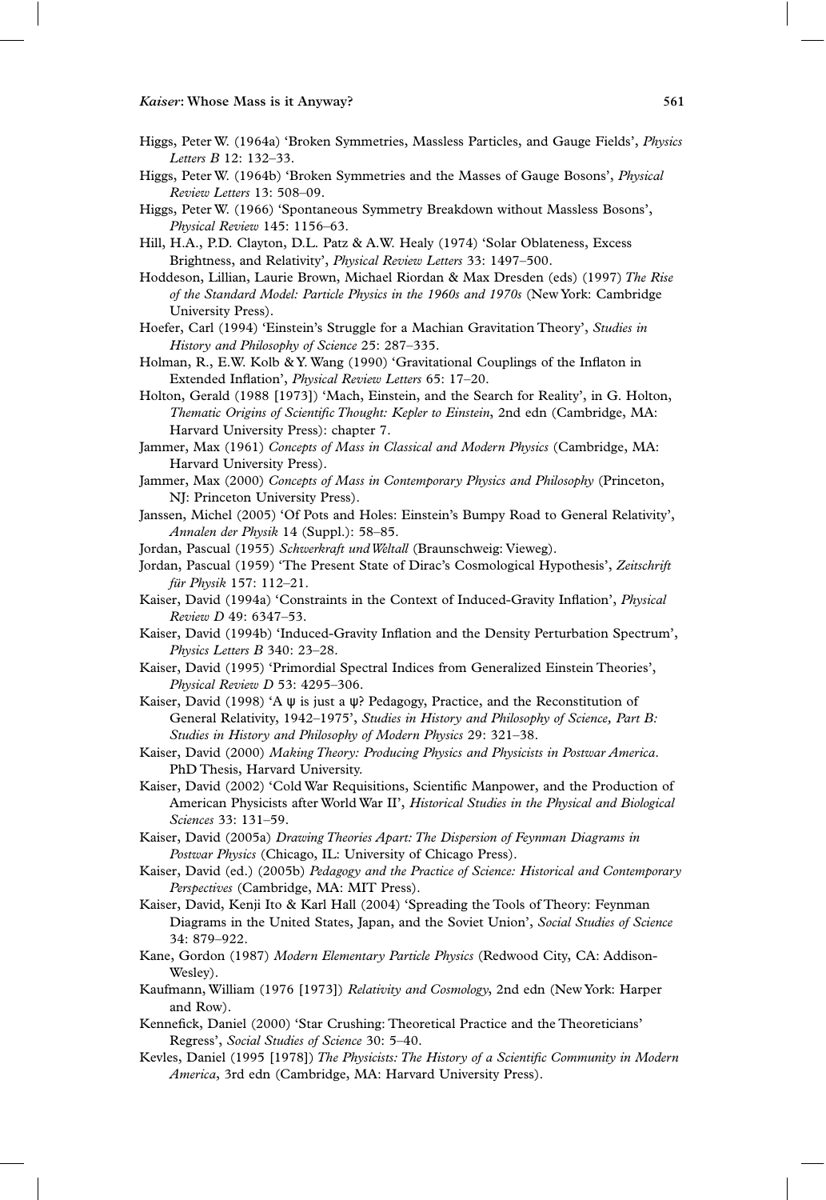Higgs, Peter W. (1964a) 'Broken Symmetries, Massless Particles, and Gauge Fields', *Physics Letters B* 12: 132–33.

Higgs, Peter W. (1964b) 'Broken Symmetries and the Masses of Gauge Bosons', *Physical Review Letters* 13: 508–09.

Higgs, Peter W. (1966) 'Spontaneous Symmetry Breakdown without Massless Bosons', *Physical Review* 145: 1156–63.

Hill, H.A., P.D. Clayton, D.L. Patz & A.W. Healy (1974) 'Solar Oblateness, Excess Brightness, and Relativity', *Physical Review Letters* 33: 1497–500.

Hoddeson, Lillian, Laurie Brown, Michael Riordan & Max Dresden (eds) (1997) *The Rise of the Standard Model: Particle Physics in the 1960s and 1970s* (New York: Cambridge University Press).

Hoefer, Carl (1994) 'Einstein's Struggle for a Machian Gravitation Theory', *Studies in History and Philosophy of Science* 25: 287–335.

Holman, R., E.W. Kolb & Y. Wang (1990) 'Gravitational Couplings of the Inflaton in Extended Inflation', *Physical Review Letters* 65: 17–20.

Holton, Gerald (1988 [1973]) 'Mach, Einstein, and the Search for Reality', in G. Holton, *Thematic Origins of Scientific Thought: Kepler to Einstein*, 2nd edn (Cambridge, MA: Harvard University Press): chapter 7.

Jammer, Max (1961) *Concepts of Mass in Classical and Modern Physics* (Cambridge, MA: Harvard University Press).

Jammer, Max (2000) *Concepts of Mass in Contemporary Physics and Philosophy* (Princeton, NJ: Princeton University Press).

Janssen, Michel (2005) 'Of Pots and Holes: Einstein's Bumpy Road to General Relativity', *Annalen der Physik* 14 (Suppl.): 58–85.

Jordan, Pascual (1955) *Schwerkraft und Weltall* (Braunschweig: Vieweg).

Jordan, Pascual (1959) 'The Present State of Dirac's Cosmological Hypothesis', *Zeitschrift für Physik* 157: 112–21.

Kaiser, David (1994a) 'Constraints in the Context of Induced-Gravity Inflation', *Physical Review D* 49: 6347–53.

Kaiser, David (1994b) 'Induced-Gravity Inflation and the Density Perturbation Spectrum', *Physics Letters B* 340: 23–28.

Kaiser, David (1995) 'Primordial Spectral Indices from Generalized Einstein Theories', *Physical Review D* 53: 4295–306.

Kaiser, David (1998) 'A ψ is just a ψ? Pedagogy, Practice, and the Reconstitution of General Relativity, 1942–1975', *Studies in History and Philosophy of Science, Part B: Studies in History and Philosophy of Modern Physics* 29: 321–38.

Kaiser, David (2000) *Making Theory: Producing Physics and Physicists in Postwar America*. PhD Thesis, Harvard University.

Kaiser, David (2002) 'Cold War Requisitions, Scientific Manpower, and the Production of American Physicists after World War II', *Historical Studies in the Physical and Biological Sciences* 33: 131–59.

Kaiser, David (2005a) *Drawing Theories Apart: The Dispersion of Feynman Diagrams in Postwar Physics* (Chicago, IL: University of Chicago Press).

Kaiser, David (ed.) (2005b) *Pedagogy and the Practice of Science: Historical and Contemporary Perspectives* (Cambridge, MA: MIT Press).

Kaiser, David, Kenji Ito & Karl Hall (2004) 'Spreading the Tools of Theory: Feynman Diagrams in the United States, Japan, and the Soviet Union', *Social Studies of Science* 34: 879–922.

Kane, Gordon (1987) *Modern Elementary Particle Physics* (Redwood City, CA: Addison-Wesley).

Kaufmann, William (1976 [1973]) *Relativity and Cosmology*, 2nd edn (New York: Harper and Row).

Kennefick, Daniel (2000) 'Star Crushing: Theoretical Practice and the Theoreticians' Regress', *Social Studies of Science* 30: 5–40.

Kevles, Daniel (1995 [1978]) *The Physicists: The History of a Scientific Community in Modern America*, 3rd edn (Cambridge, MA: Harvard University Press).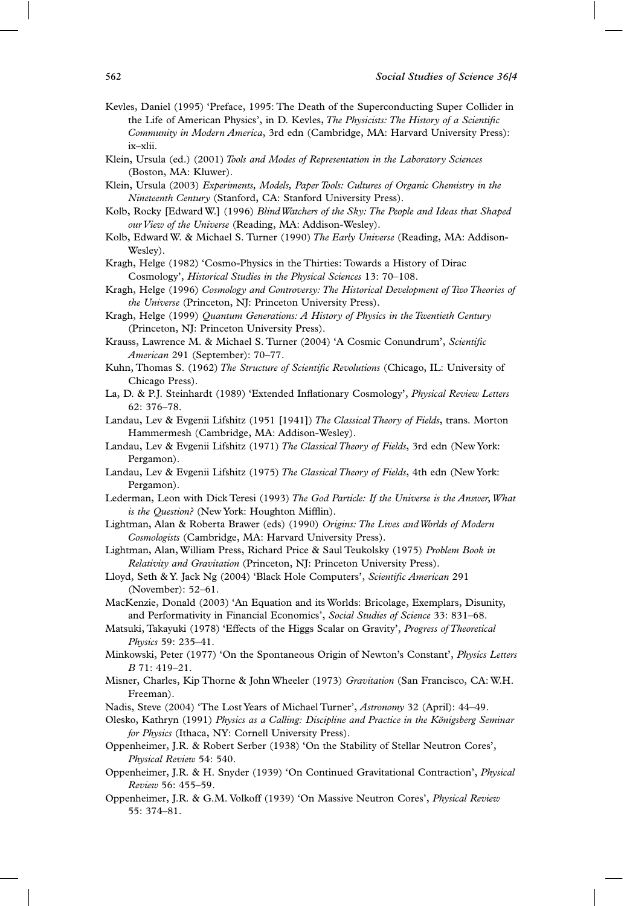Kevles, Daniel (1995) 'Preface, 1995: The Death of the Superconducting Super Collider in the Life of American Physics', in D. Kevles, *The Physicists: The History of a Scientific Community in Modern America*, 3rd edn (Cambridge, MA: Harvard University Press): ix–xlii.

Klein, Ursula (ed.) (2001) *Tools and Modes of Representation in the Laboratory Sciences* (Boston, MA: Kluwer).

Klein, Ursula (2003) *Experiments, Models, Paper Tools: Cultures of Organic Chemistry in the Nineteenth Century* (Stanford, CA: Stanford University Press).

Kolb, Rocky [Edward W.] (1996) *Blind Watchers of the Sky: The People and Ideas that Shaped our View of the Universe* (Reading, MA: Addison-Wesley).

Kolb, Edward W. & Michael S. Turner (1990) *The Early Universe* (Reading, MA: Addison-Wesley).

Kragh, Helge (1982) 'Cosmo-Physics in the Thirties: Towards a History of Dirac Cosmology', *Historical Studies in the Physical Sciences* 13: 70–108.

Kragh, Helge (1996) *Cosmology and Controversy: The Historical Development of Two Theories of the Universe* (Princeton, NJ: Princeton University Press).

Kragh, Helge (1999) *Quantum Generations: A History of Physics in the Twentieth Century* (Princeton, NJ: Princeton University Press).

Krauss, Lawrence M. & Michael S. Turner (2004) 'A Cosmic Conundrum', *Scientific American* 291 (September): 70–77.

Kuhn, Thomas S. (1962) *The Structure of Scientific Revolutions* (Chicago, IL: University of Chicago Press).

La, D. & P.J. Steinhardt (1989) 'Extended Inflationary Cosmology', *Physical Review Letters* 62: 376–78.

Landau, Lev & Evgenii Lifshitz (1951 [1941]) *The Classical Theory of Fields*, trans. Morton Hammermesh (Cambridge, MA: Addison-Wesley).

Landau, Lev & Evgenii Lifshitz (1971) *The Classical Theory of Fields*, 3rd edn (New York: Pergamon).

Landau, Lev & Evgenii Lifshitz (1975) *The Classical Theory of Fields*, 4th edn (New York: Pergamon).

Lederman, Leon with Dick Teresi (1993) *The God Particle: If the Universe is the Answer, What is the Question?* (New York: Houghton Mifflin).

Lightman, Alan & Roberta Brawer (eds) (1990) *Origins: The Lives and Worlds of Modern Cosmologists* (Cambridge, MA: Harvard University Press).

Lightman, Alan, William Press, Richard Price & Saul Teukolsky (1975) *Problem Book in Relativity and Gravitation* (Princeton, NJ: Princeton University Press).

Lloyd, Seth & Y. Jack Ng (2004) 'Black Hole Computers', *Scientific American* 291 (November): 52–61.

MacKenzie, Donald (2003) 'An Equation and its Worlds: Bricolage, Exemplars, Disunity, and Performativity in Financial Economics', *Social Studies of Science* 33: 831–68.

Matsuki, Takayuki (1978) 'Effects of the Higgs Scalar on Gravity', *Progress of Theoretical Physics* 59: 235–41.

Minkowski, Peter (1977) 'On the Spontaneous Origin of Newton's Constant', *Physics Letters B* 71: 419–21.

Misner, Charles, Kip Thorne & John Wheeler (1973) *Gravitation* (San Francisco, CA: W.H. Freeman).

Nadis, Steve (2004) 'The Lost Years of Michael Turner', *Astronomy* 32 (April): 44–49.

Olesko, Kathryn (1991) *Physics as a Calling: Discipline and Practice in the Königsberg Seminar for Physics* (Ithaca, NY: Cornell University Press).

Oppenheimer, J.R. & Robert Serber (1938) 'On the Stability of Stellar Neutron Cores', *Physical Review* 54: 540.

Oppenheimer, J.R. & H. Snyder (1939) 'On Continued Gravitational Contraction', *Physical Review* 56: 455–59.

Oppenheimer, J.R. & G.M. Volkoff (1939) 'On Massive Neutron Cores', *Physical Review* 55: 374–81.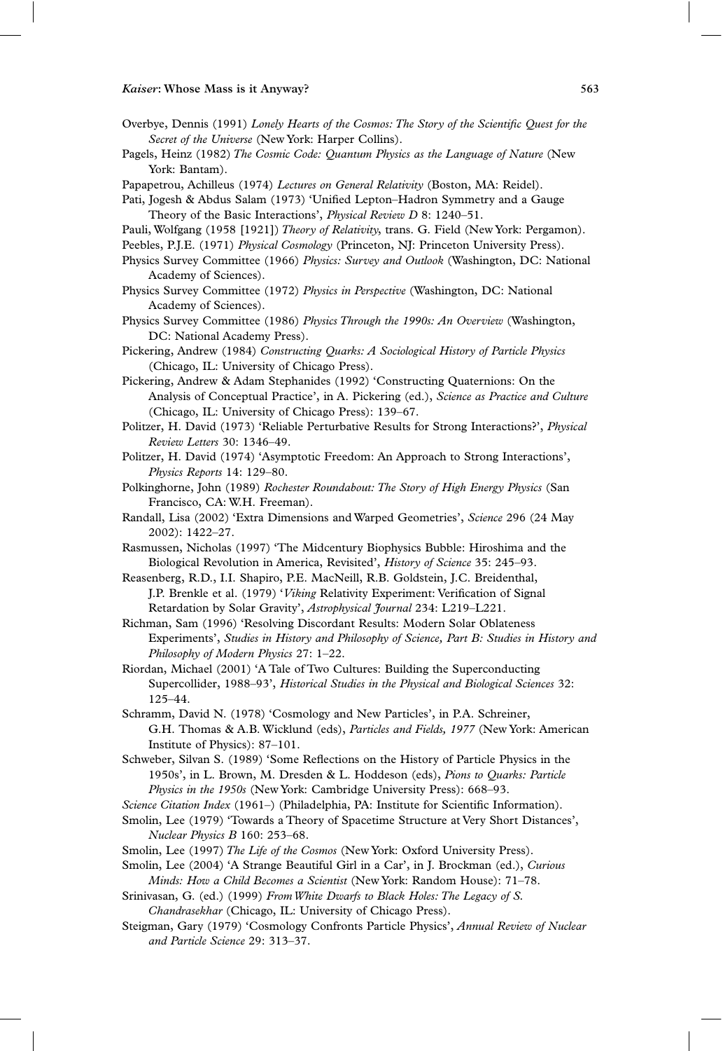Overbye, Dennis (1991) *Lonely Hearts of the Cosmos: The Story of the Scientific Quest for the Secret of the Universe* (New York: Harper Collins).

Pagels, Heinz (1982) *The Cosmic Code: Quantum Physics as the Language of Nature* (New York: Bantam).

Papapetrou, Achilleus (1974) *Lectures on General Relativity* (Boston, MA: Reidel).

Pati, Jogesh & Abdus Salam (1973) 'Unified Lepton–Hadron Symmetry and a Gauge Theory of the Basic Interactions', *Physical Review D* 8: 1240–51.

Pauli, Wolfgang (1958 [1921]) *Theory of Relativity*, trans. G. Field (New York: Pergamon).

Peebles, P.J.E. (1971) *Physical Cosmology* (Princeton, NJ: Princeton University Press).

Physics Survey Committee (1966) *Physics: Survey and Outlook* (Washington, DC: National Academy of Sciences).

Physics Survey Committee (1972) *Physics in Perspective* (Washington, DC: National Academy of Sciences).

Physics Survey Committee (1986) *Physics Through the 1990s: An Overview* (Washington, DC: National Academy Press).

Pickering, Andrew (1984) *Constructing Quarks: A Sociological History of Particle Physics* (Chicago, IL: University of Chicago Press).

Pickering, Andrew & Adam Stephanides (1992) 'Constructing Quaternions: On the Analysis of Conceptual Practice', in A. Pickering (ed.), *Science as Practice and Culture* (Chicago, IL: University of Chicago Press): 139–67.

Politzer, H. David (1973) 'Reliable Perturbative Results for Strong Interactions?', *Physical Review Letters* 30: 1346–49.

Politzer, H. David (1974) 'Asymptotic Freedom: An Approach to Strong Interactions', *Physics Reports* 14: 129–80.

Polkinghorne, John (1989) *Rochester Roundabout: The Story of High Energy Physics* (San Francisco, CA: W.H. Freeman).

Randall, Lisa (2002) 'Extra Dimensions and Warped Geometries', *Science* 296 (24 May 2002): 1422–27.

Rasmussen, Nicholas (1997) 'The Midcentury Biophysics Bubble: Hiroshima and the Biological Revolution in America, Revisited', *History of Science* 35: 245–93.

Reasenberg, R.D., I.I. Shapiro, P.E. MacNeill, R.B. Goldstein, J.C. Breidenthal, J.P. Brenkle et al. (1979) '*Viking* Relativity Experiment: Verification of Signal Retardation by Solar Gravity', *Astrophysical Journal* 234: L219–L221.

Richman, Sam (1996) 'Resolving Discordant Results: Modern Solar Oblateness Experiments', *Studies in History and Philosophy of Science, Part B: Studies in History and Philosophy of Modern Physics* 27: 1–22.

Riordan, Michael (2001) 'A Tale of Two Cultures: Building the Superconducting Supercollider, 1988–93', *Historical Studies in the Physical and Biological Sciences* 32: 125–44.

Schramm, David N. (1978) 'Cosmology and New Particles', in P.A. Schreiner, G.H. Thomas & A.B. Wicklund (eds), *Particles and Fields, 1977* (New York: American Institute of Physics): 87–101.

Schweber, Silvan S. (1989) 'Some Reflections on the History of Particle Physics in the 1950s', in L. Brown, M. Dresden & L. Hoddeson (eds), *Pions to Quarks: Particle Physics in the 1950s* (New York: Cambridge University Press): 668–93.

*Science Citation Index* (1961–) (Philadelphia, PA: Institute for Scientific Information).

Smolin, Lee (1979) 'Towards a Theory of Spacetime Structure at Very Short Distances', *Nuclear Physics B* 160: 253–68.

Smolin, Lee (1997) *The Life of the Cosmos* (New York: Oxford University Press).

Smolin, Lee (2004) 'A Strange Beautiful Girl in a Car', in J. Brockman (ed.), *Curious Minds: How a Child Becomes a Scientist* (New York: Random House): 71–78.

Srinivasan, G. (ed.) (1999) *From White Dwarfs to Black Holes: The Legacy of S. Chandrasekhar* (Chicago, IL: University of Chicago Press).

Steigman, Gary (1979) 'Cosmology Confronts Particle Physics', *Annual Review of Nuclear and Particle Science* 29: 313–37.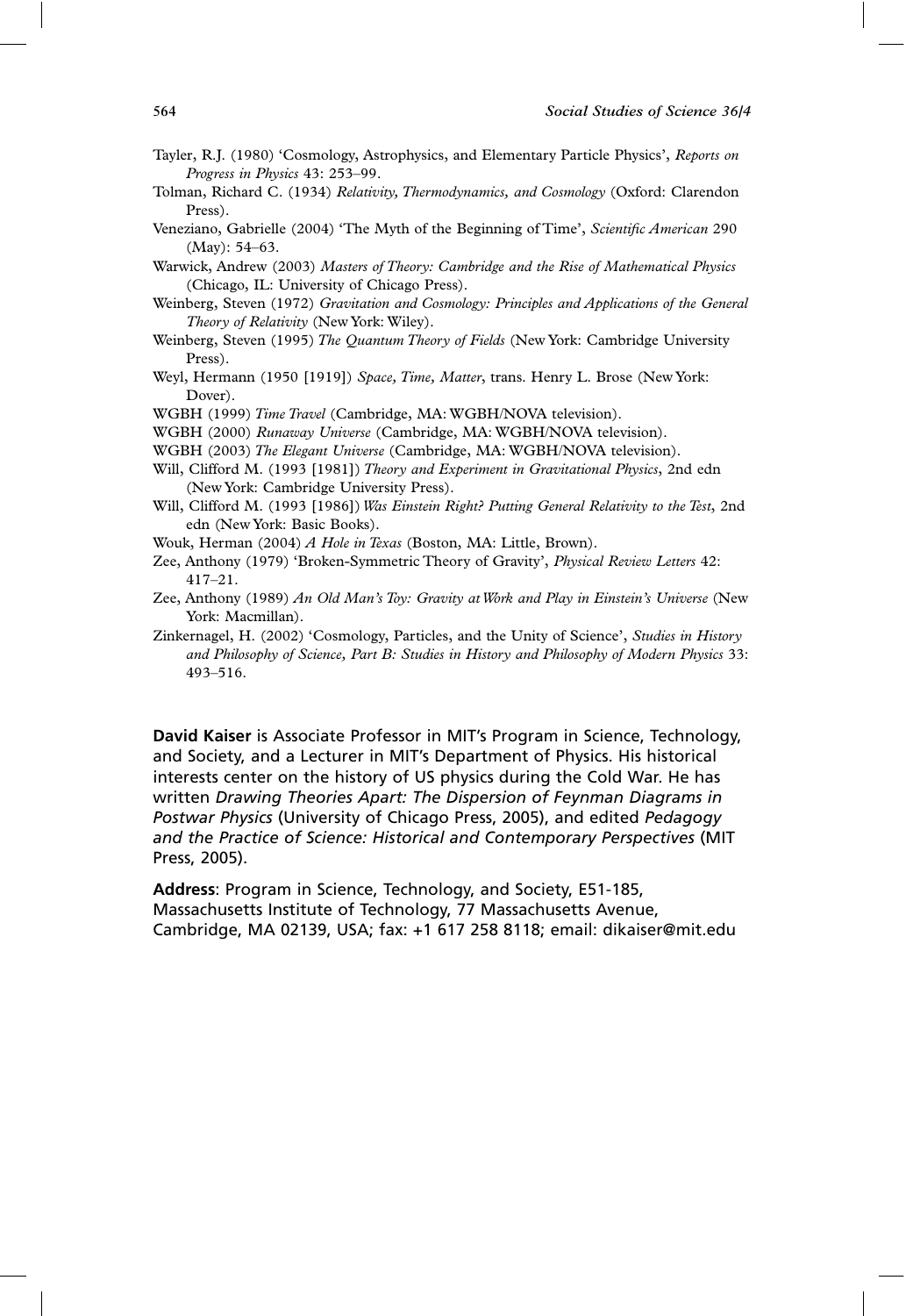Tayler, R.J. (1980) 'Cosmology, Astrophysics, and Elementary Particle Physics', *Reports on Progress in Physics* 43: 253–99.

Tolman, Richard C. (1934) *Relativity, Thermodynamics, and Cosmology* (Oxford: Clarendon Press).

Veneziano, Gabrielle (2004) 'The Myth of the Beginning of Time', *Scientific American* 290 (May): 54–63.

Warwick, Andrew (2003) *Masters of Theory: Cambridge and the Rise of Mathematical Physics* (Chicago, IL: University of Chicago Press).

Weinberg, Steven (1972) *Gravitation and Cosmology: Principles and Applications of the General Theory of Relativity* (New York: Wiley).

Weinberg, Steven (1995) *The Quantum Theory of Fields* (New York: Cambridge University Press).

Weyl, Hermann (1950 [1919]) *Space, Time, Matter*, trans. Henry L. Brose (New York: Dover).

WGBH (1999) *Time Travel* (Cambridge, MA: WGBH/NOVA television).

WGBH (2000) *Runaway Universe* (Cambridge, MA: WGBH/NOVA television).

WGBH (2003) *The Elegant Universe* (Cambridge, MA: WGBH/NOVA television).

Will, Clifford M. (1993 [1981]) *Theory and Experiment in Gravitational Physics*, 2nd edn (New York: Cambridge University Press).

Will, Clifford M. (1993 [1986]) *Was Einstein Right? Putting General Relativity to the Test*, 2nd edn (New York: Basic Books).

Wouk, Herman (2004) *A Hole in Texas* (Boston, MA: Little, Brown).

Zee, Anthony (1979) 'Broken-Symmetric Theory of Gravity', *Physical Review Letters* 42: 417–21.

Zee, Anthony (1989) *An Old Man's Toy: Gravity at Work and Play in Einstein's Universe* (New York: Macmillan).

Zinkernagel, H. (2002) 'Cosmology, Particles, and the Unity of Science', *Studies in History and Philosophy of Science, Part B: Studies in History and Philosophy of Modern Physics* 33: 493–516.

**David Kaiser** is Associate Professor in MIT's Program in Science, Technology, and Society, and a Lecturer in MIT's Department of Physics. His historical interests center on the history of US physics during the Cold War. He has written *Drawing Theories Apart: The Dispersion of Feynman Diagrams in Postwar Physics* (University of Chicago Press, 2005), and edited *Pedagogy and the Practice of Science: Historical and Contemporary Perspectives* (MIT Press, 2005).

**Address**: Program in Science, Technology, and Society, E51-185, Massachusetts Institute of Technology, 77 Massachusetts Avenue, Cambridge, MA 02139, USA; fax: +1 617 258 8118; email: dikaiser@mit.edu